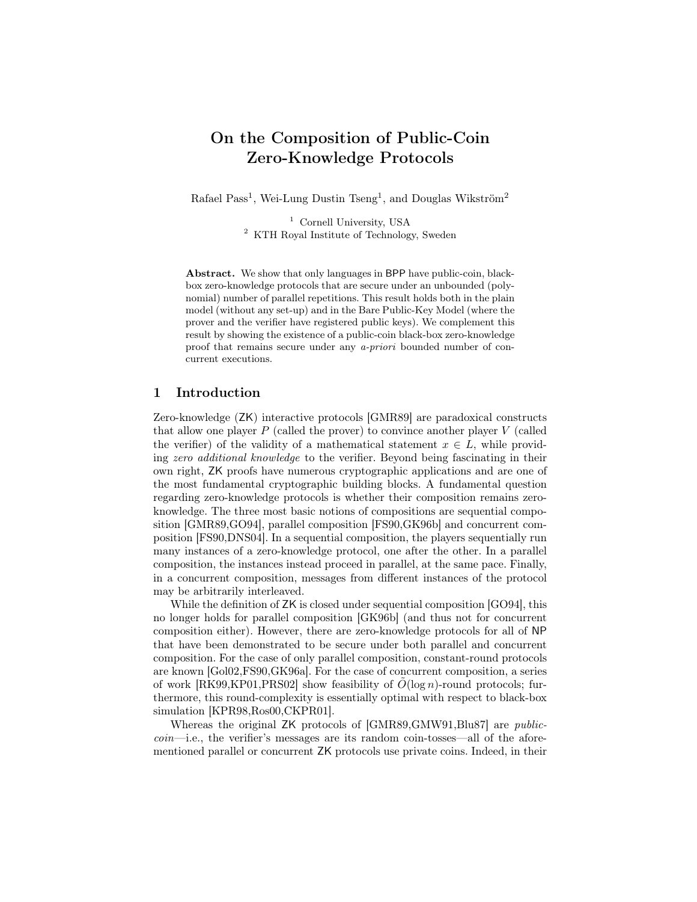# On the Composition of Public-Coin Zero-Knowledge Protocols

Rafael Pass[1], Wei-Lung Dustin Tseng[1], and Douglas Wikström[2]

[1] Cornell University, USA
[2] KTH Royal Institute of Technology, Sweden

**Abstract.** We show that only languages in BPP have public-coin, black-box zero-knowledge protocols that are secure under an unbounded (polynomial) number of parallel repetitions. This result holds both in the plain model (without any set-up) and in the Bare Public-Key Model (where the prover and the verifier have registered public keys). We complement this result by showing the existence of a public-coin black-box zero-knowledge proof that remains secure under any *a-priori* bounded number of concurrent executions.

## 1 Introduction

Zero-knowledge (ZK) interactive protocols [GMR89] are paradoxical constructs that allow one player $P$ (called the prover) to convince another player $V$ (called the verifier) of the validity of a mathematical statement $x \in L$, while providing *zero additional knowledge* to the verifier. Beyond being fascinating in their own right, ZK proofs have numerous cryptographic applications and are one of the most fundamental cryptographic building blocks. A fundamental question regarding zero-knowledge protocols is whether their composition remains zero-knowledge. The three most basic notions of compositions are sequential composition [GMR89,GO94], parallel composition [FS90,GK96b] and concurrent composition [FS90,DNS04]. In a sequential composition, the players sequentially run many instances of a zero-knowledge protocol, one after the other. In a parallel composition, the instances instead proceed in parallel, at the same pace. Finally, in a concurrent composition, messages from different instances of the protocol may be arbitrarily interleaved.

While the definition of ZK is closed under sequential composition [GO94], this no longer holds for parallel composition [GK96b] (and thus not for concurrent composition either). However, there are zero-knowledge protocols for all of NP that have been demonstrated to be secure under both parallel and concurrent composition. For the case of only parallel composition, constant-round protocols are known [Gol02,FS90,GK96a]. For the case of concurrent composition, a series of work [RK99,KP01,PRS02] show feasibility of $\tilde{O}(\log n)$-round protocols; furthermore, this round-complexity is essentially optimal with respect to black-box simulation [KPR98,Ros00,CKPR01].

Whereas the original ZK protocols of [GMR89,GMW91,Blu87] are *public-coin*—i.e., the verifier's messages are its random coin-tosses—all of the aforementioned parallel or concurrent ZK protocols use private coins. Indeed, in their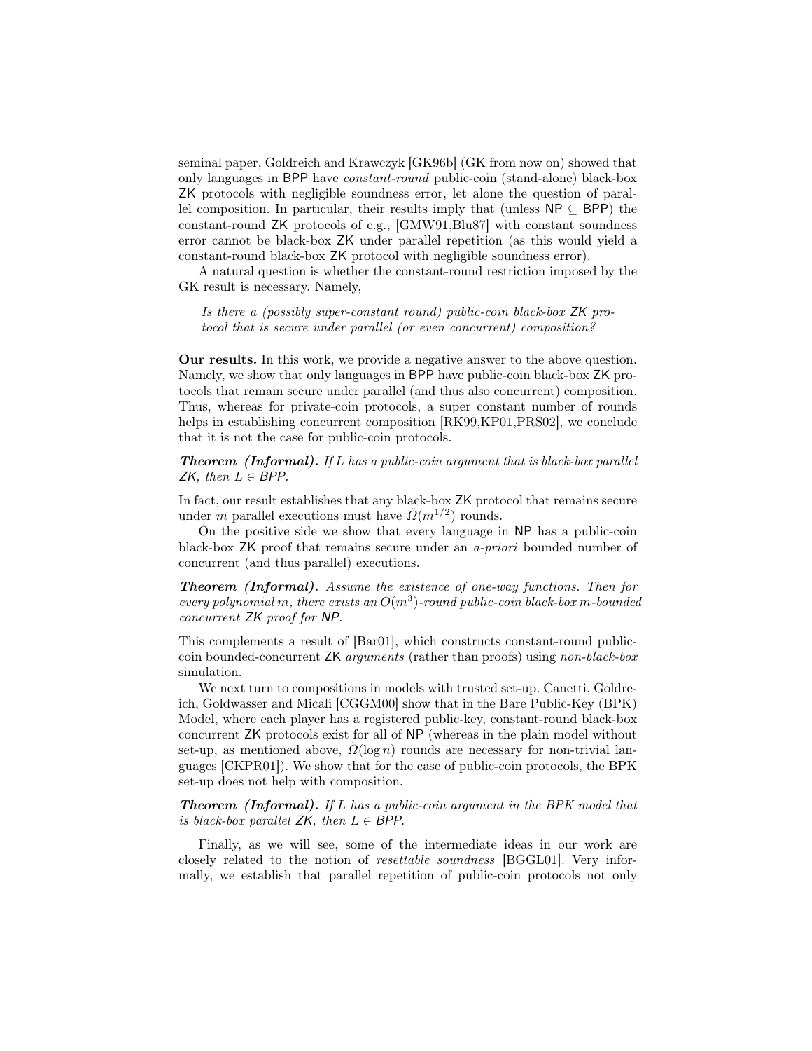seminal paper, Goldreich and Krawczyk [GK96b] (GK from now on) showed that only languages in BPP have *constant-round* public-coin (stand-alone) black-box ZK protocols with negligible soundness error, let alone the question of parallel composition. In particular, their results imply that (unless $\mathsf{NP} \subseteq \mathsf{BPP}$) the constant-round ZK protocols of e.g., [GMW91,Blu87] with constant soundness error cannot be black-box ZK under parallel repetition (as this would yield a constant-round black-box ZK protocol with negligible soundness error).

A natural question is whether the constant-round restriction imposed by the GK result is necessary. Namely,

> *Is there a (possibly super-constant round) public-coin black-box ZK protocol that is secure under parallel (or even concurrent) composition?*

**Our results.** In this work, we provide a negative answer to the above question. Namely, we show that only languages in BPP have public-coin black-box ZK protocols that remain secure under parallel (and thus also concurrent) composition. Thus, whereas for private-coin protocols, a super constant number of rounds helps in establishing concurrent composition [RK99,KP01,PRS02], we conclude that it is not the case for public-coin protocols.

***Theorem (Informal).*** *If $L$ has a public-coin argument that is black-box parallel ZK, then $L \in \mathsf{BPP}$.*

In fact, our result establishes that any black-box ZK protocol that remains secure under $m$ parallel executions must have $\tilde{\Omega}(m^{1/2})$ rounds.

On the positive side we show that every language in NP has a public-coin black-box ZK proof that remains secure under an *a-priori* bounded number of concurrent (and thus parallel) executions.

***Theorem (Informal).*** *Assume the existence of one-way functions. Then for every polynomial $m$, there exists an $O(m^3)$-round public-coin black-box $m$-bounded concurrent ZK proof for NP.*

This complements a result of [Bar01], which constructs constant-round public-coin bounded-concurrent ZK *arguments* (rather than proofs) using *non-black-box* simulation.

We next turn to compositions in models with trusted set-up. Canetti, Goldreich, Goldwasser and Micali [CGGM00] show that in the Bare Public-Key (BPK) Model, where each player has a registered public-key, constant-round black-box concurrent ZK protocols exist for all of NP (whereas in the plain model without set-up, as mentioned above, $\tilde{\Omega}(\log n)$ rounds are necessary for non-trivial languages [CKPR01]). We show that for the case of public-coin protocols, the BPK set-up does not help with composition.

***Theorem (Informal).*** *If $L$ has a public-coin argument in the BPK model that is black-box parallel ZK, then $L \in \mathsf{BPP}$.*

Finally, as we will see, some of the intermediate ideas in our work are closely related to the notion of *resettable soundness* [BGGL01]. Very informally, we establish that parallel repetition of public-coin protocols not only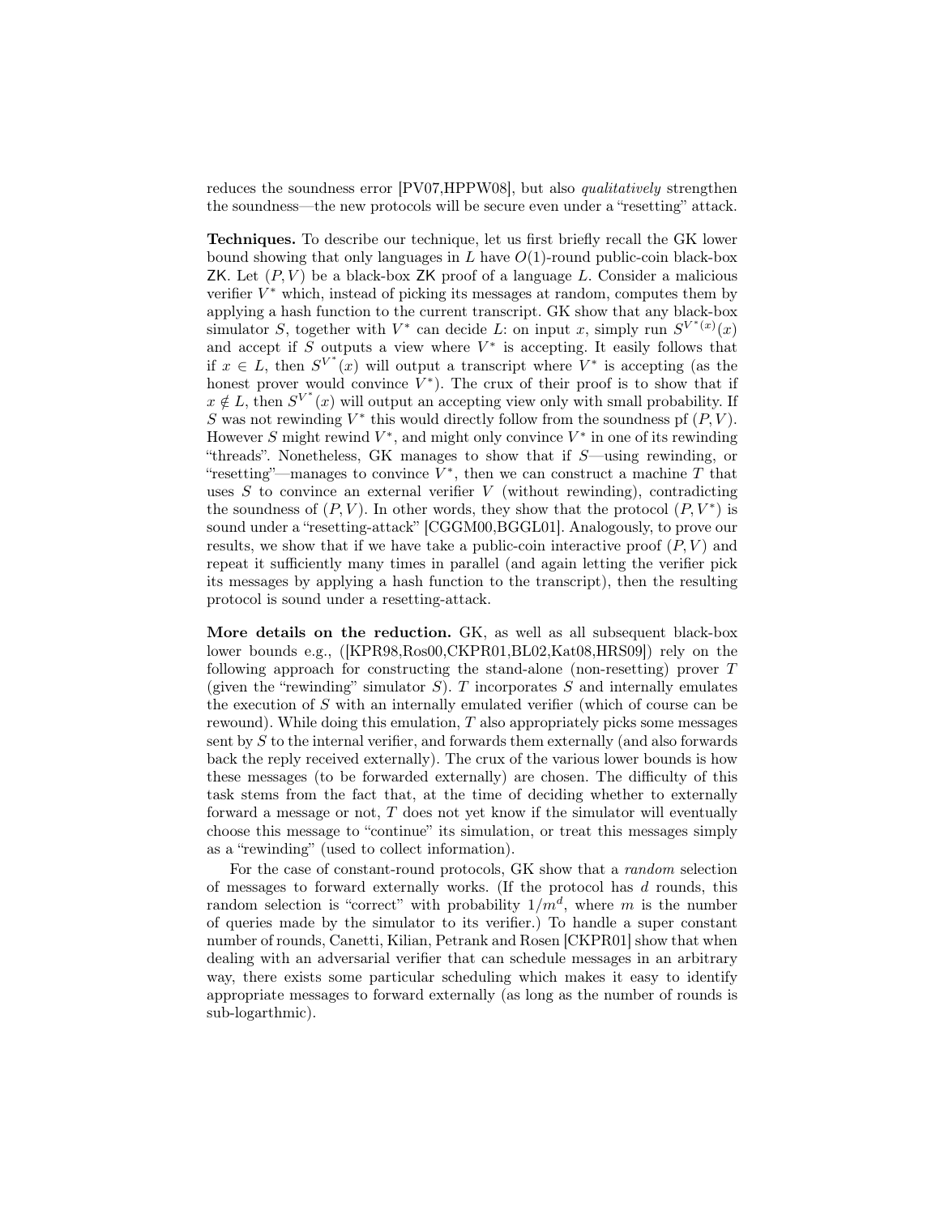reduces the soundness error [PV07,HPPW08], but also *qualitatively* strengthen the soundness—the new protocols will be secure even under a "resetting" attack.

**Techniques.** To describe our technique, let us first briefly recall the GK lower bound showing that only languages in $L$ have $O(1)$-round public-coin black-box ZK. Let $(P, V)$ be a black-box ZK proof of a language $L$. Consider a malicious verifier $V^*$ which, instead of picking its messages at random, computes them by applying a hash function to the current transcript. GK show that any black-box simulator $S$, together with $V^*$ can decide $L$: on input $x$, simply run $S^{V^*(x)}(x)$ and accept if $S$ outputs a view where $V^*$ is accepting. It easily follows that if $x \in L$, then $S^{V^*}(x)$ will output a transcript where $V^*$ is accepting (as the honest prover would convince $V^*$). The crux of their proof is to show that if $x \notin L$, then $S^{V^*}(x)$ will output an accepting view only with small probability. If $S$ was not rewinding $V^*$ this would directly follow from the soundness pf $(P, V)$. However $S$ might rewind $V^*$, and might only convince $V^*$ in one of its rewinding "threads". Nonetheless, GK manages to show that if $S$—using rewinding, or "resetting"—manages to convince $V^*$, then we can construct a machine $T$ that uses $S$ to convince an external verifier $V$ (without rewinding), contradicting the soundness of $(P, V)$. In other words, they show that the protocol $(P, V^*)$ is sound under a "resetting-attack" [CGGM00,BGGL01]. Analogously, to prove our results, we show that if we have take a public-coin interactive proof $(P, V)$ and repeat it sufficiently many times in parallel (and again letting the verifier pick its messages by applying a hash function to the transcript), then the resulting protocol is sound under a resetting-attack.

**More details on the reduction.** GK, as well as all subsequent black-box lower bounds e.g., ([KPR98,Ros00,CKPR01,BL02,Kat08,HRS09]) rely on the following approach for constructing the stand-alone (non-resetting) prover $T$ (given the "rewinding" simulator $S$). $T$ incorporates $S$ and internally emulates the execution of $S$ with an internally emulated verifier (which of course can be rewound). While doing this emulation, $T$ also appropriately picks some messages sent by $S$ to the internal verifier, and forwards them externally (and also forwards back the reply received externally). The crux of the various lower bounds is how these messages (to be forwarded externally) are chosen. The difficulty of this task stems from the fact that, at the time of deciding whether to externally forward a message or not, $T$ does not yet know if the simulator will eventually choose this message to "continue" its simulation, or treat this messages simply as a "rewinding" (used to collect information).

For the case of constant-round protocols, GK show that a *random* selection of messages to forward externally works. (If the protocol has $d$ rounds, this random selection is "correct" with probability $1/m^d$, where $m$ is the number of queries made by the simulator to its verifier.) To handle a super constant number of rounds, Canetti, Kilian, Petrank and Rosen [CKPR01] show that when dealing with an adversarial verifier that can schedule messages in an arbitrary way, there exists some particular scheduling which makes it easy to identify appropriate messages to forward externally (as long as the number of rounds is sub-logarithmic).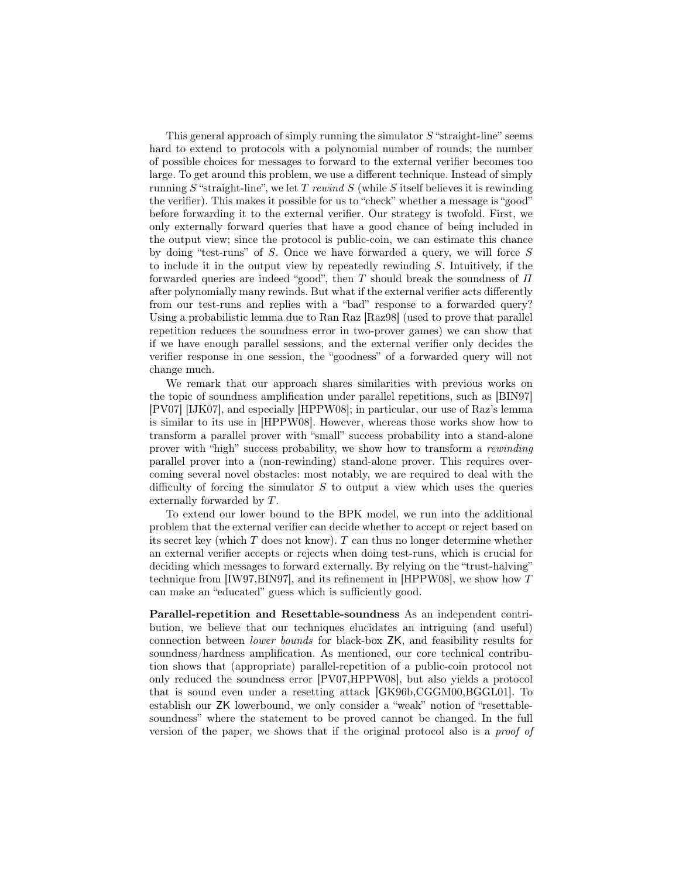This general approach of simply running the simulator $S$ "straight-line" seems hard to extend to protocols with a polynomial number of rounds; the number of possible choices for messages to forward to the external verifier becomes too large. To get around this problem, we use a different technique. Instead of simply running $S$ "straight-line", we let $T$ *rewind* $S$ (while $S$ itself believes it is rewinding the verifier). This makes it possible for us to "check" whether a message is "good" before forwarding it to the external verifier. Our strategy is twofold. First, we only externally forward queries that have a good chance of being included in the output view; since the protocol is public-coin, we can estimate this chance by doing "test-runs" of $S$. Once we have forwarded a query, we will force $S$ to include it in the output view by repeatedly rewinding $S$. Intuitively, if the forwarded queries are indeed "good", then $T$ should break the soundness of $\Pi$ after polynomially many rewinds. But what if the external verifier acts differently from our test-runs and replies with a "bad" response to a forwarded query? Using a probabilistic lemma due to Ran Raz [Raz98] (used to prove that parallel repetition reduces the soundness error in two-prover games) we can show that if we have enough parallel sessions, and the external verifier only decides the verifier response in one session, the "goodness" of a forwarded query will not change much.

We remark that our approach shares similarities with previous works on the topic of soundness amplification under parallel repetitions, such as [BIN97] [PV07] [IJK07], and especially [HPPW08]; in particular, our use of Raz's lemma is similar to its use in [HPPW08]. However, whereas those works show how to transform a parallel prover with "small" success probability into a stand-alone prover with "high" success probability, we show how to transform a *rewinding* parallel prover into a (non-rewinding) stand-alone prover. This requires overcoming several novel obstacles: most notably, we are required to deal with the difficulty of forcing the simulator $S$ to output a view which uses the queries externally forwarded by $T$.

To extend our lower bound to the BPK model, we run into the additional problem that the external verifier can decide whether to accept or reject based on its secret key (which $T$ does not know). $T$ can thus no longer determine whether an external verifier accepts or rejects when doing test-runs, which is crucial for deciding which messages to forward externally. By relying on the "trust-halving" technique from [IW97,BIN97], and its refinement in [HPPW08], we show how $T$ can make an "educated" guess which is sufficiently good.

**Parallel-repetition and Resettable-soundness** As an independent contribution, we believe that our techniques elucidates an intriguing (and useful) connection between *lower bounds* for black-box ZK, and feasibility results for soundness/hardness amplification. As mentioned, our core technical contribution shows that (appropriate) parallel-repetition of a public-coin protocol not only reduced the soundness error [PV07,HPPW08], but also yields a protocol that is sound even under a resetting attack [GK96b,CGGM00,BGGL01]. To establish our ZK lowerbound, we only consider a "weak" notion of "resettable-soundness" where the statement to be proved cannot be changed. In the full version of the paper, we shows that if the original protocol also is a *proof of*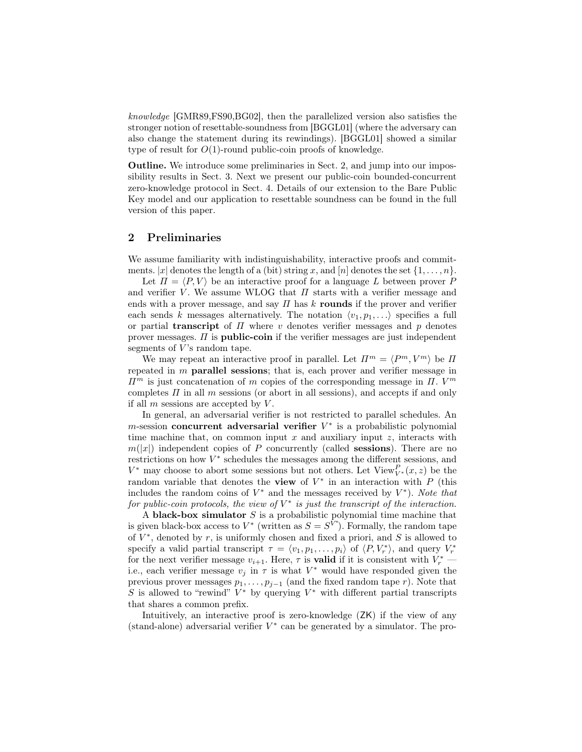*knowledge* [GMR89,FS90,BG02], then the parallelized version also satisfies the stronger notion of resettable-soundness from [BGGL01] (where the adversary can also change the statement during its rewindings). [BGGL01] showed a similar type of result for $O(1)$-round public-coin proofs of knowledge.

**Outline.** We introduce some preliminaries in Sect. 2, and jump into our impossibility results in Sect. 3. Next we present our public-coin bounded-concurrent zero-knowledge protocol in Sect. 4. Details of our extension to the Bare Public Key model and our application to resettable soundness can be found in the full version of this paper.

## 2 Preliminaries

We assume familiarity with indistinguishability, interactive proofs and commitments. $|x|$ denotes the length of a (bit) string $x$, and $[n]$ denotes the set $\{1, \ldots, n\}$.

Let $\Pi = \langle P, V \rangle$ be an interactive proof for a language $L$ between prover $P$ and verifier $V$. We assume WLOG that $\Pi$ starts with a verifier message and ends with a prover message, and say $\Pi$ has $k$ **rounds** if the prover and verifier each sends $k$ messages alternatively. The notation $\langle v_1, p_1, \ldots \rangle$ specifies a full or partial **transcript** of $\Pi$ where $v$ denotes verifier messages and $p$ denotes prover messages. $\Pi$ is **public-coin** if the verifier messages are just independent segments of $V$'s random tape.

We may repeat an interactive proof in parallel. Let $\Pi^m = \langle P^m, V^m \rangle$ be $\Pi$ repeated in $m$ **parallel sessions**; that is, each prover and verifier message in $\Pi^m$ is just concatenation of $m$ copies of the corresponding message in $\Pi$. $V^m$ completes $\Pi$ in all $m$ sessions (or abort in all sessions), and accepts if and only if all $m$ sessions are accepted by $V$.

In general, an adversarial verifier is not restricted to parallel schedules. An $m$-session **concurrent adversarial verifier** $V^*$ is a probabilistic polynomial time machine that, on common input $x$ and auxiliary input $z$, interacts with $m(|x|)$ independent copies of $P$ concurrently (called **sessions**). There are no restrictions on how $V^*$ schedules the messages among the different sessions, and $V^*$ may choose to abort some sessions but not others. Let $\text{View}^P_{V^*}(x, z)$ be the random variable that denotes the **view** of $V^*$ in an interaction with $P$ (this includes the random coins of $V^*$ and the messages received by $V^*$). *Note that for public-coin protocols, the view of $V^*$ is just the transcript of the interaction.*

A **black-box simulator** $S$ is a probabilistic polynomial time machine that is given black-box access to $V^*$ (written as $S = S^{V^*}$). Formally, the random tape of $V^*$, denoted by $r$, is uniformly chosen and fixed a priori, and $S$ is allowed to specify a valid partial transcript $\tau = \langle v_1, p_1, \ldots, p_i \rangle$ of $\langle P, V^*_r \rangle$, and query $V^*_r$ for the next verifier message $v_{i+1}$. Here, $\tau$ is **valid** if it is consistent with $V^*_r$ — i.e., each verifier message $v_j$ in $\tau$ is what $V^*$ would have responded given the previous prover messages $p_1, \ldots, p_{j-1}$ (and the fixed random tape $r$). Note that $S$ is allowed to "rewind" $V^*$ by querying $V^*$ with different partial transcripts that shares a common prefix.

Intuitively, an interactive proof is zero-knowledge (ZK) if the view of any (stand-alone) adversarial verifier $V^*$ can be generated by a simulator. The pro-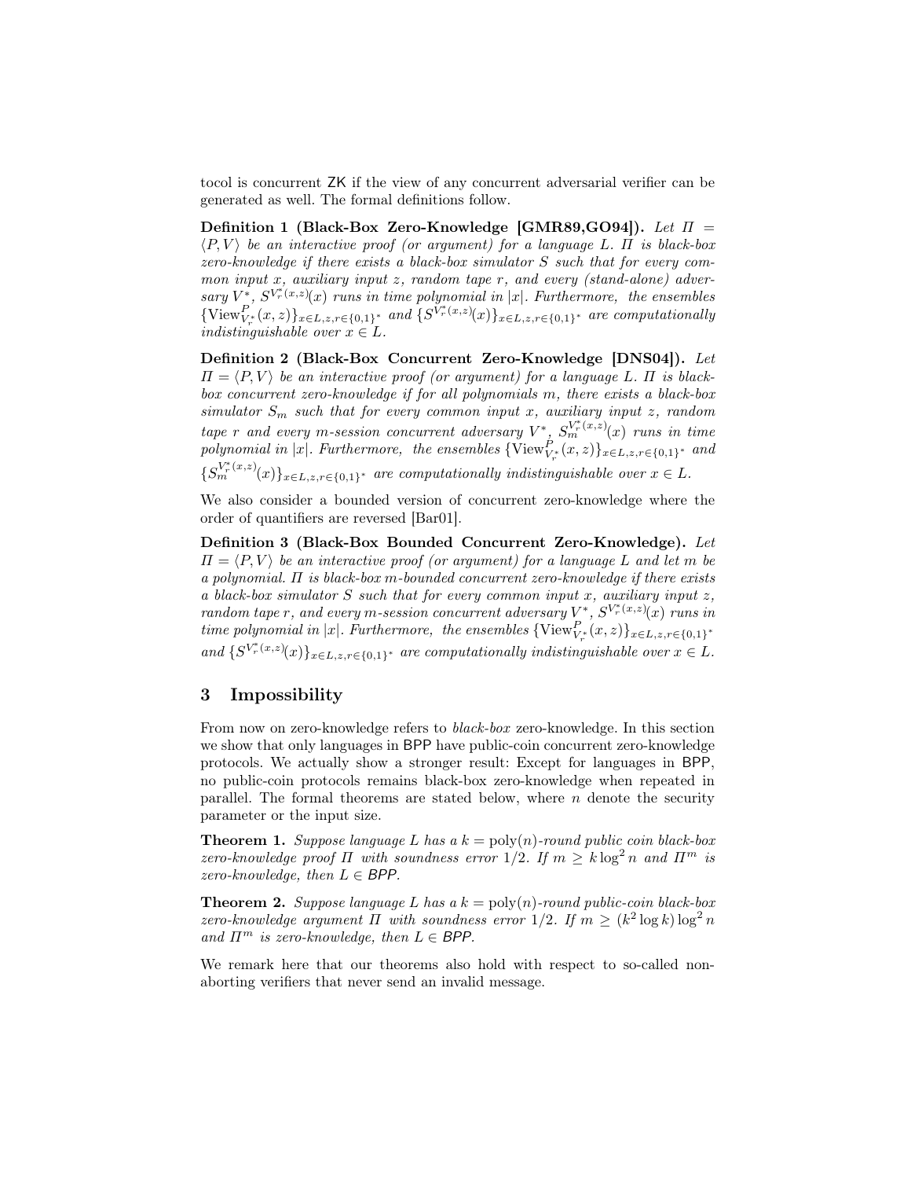tocol is concurrent ZK if the view of any concurrent adversarial verifier can be generated as well. The formal definitions follow.

**Definition 1 (Black-Box Zero-Knowledge [GMR89,GO94]).** *Let $\Pi = \langle P, V \rangle$ be an interactive proof (or argument) for a language $L$. $\Pi$ is black-box zero-knowledge if there exists a black-box simulator $S$ such that for every common input $x$, auxiliary input $z$, random tape $r$, and every (stand-alone) adversary $V^*$, $S^{V^*_r(x,z)}(x)$ runs in time polynomial in $|x|$. Furthermore, the ensembles $\{\text{View}^P_{V^*_r}(x,z)\}_{x \in L, z, r \in \{0,1\}^*}$ and $\{S^{V^*_r(x,z)}(x)\}_{x \in L, z, r \in \{0,1\}^*}$ are computationally indistinguishable over $x \in L$.*

**Definition 2 (Black-Box Concurrent Zero-Knowledge [DNS04]).** *Let $\Pi = \langle P, V \rangle$ be an interactive proof (or argument) for a language $L$. $\Pi$ is black-box concurrent zero-knowledge if for all polynomials $m$, there exists a black-box simulator $S_m$ such that for every common input $x$, auxiliary input $z$, random tape $r$ and every $m$-session concurrent adversary $V^*$, $S_m^{V^*_r(x,z)}(x)$ runs in time polynomial in $|x|$. Furthermore, the ensembles $\{\text{View}^P_{V^*_r}(x,z)\}_{x \in L, z, r \in \{0,1\}^*}$ and $\{S_m^{V^*_r(x,z)}(x)\}_{x \in L, z, r \in \{0,1\}^*}$ are computationally indistinguishable over $x \in L$.*

We also consider a bounded version of concurrent zero-knowledge where the order of quantifiers are reversed [Bar01].

**Definition 3 (Black-Box Bounded Concurrent Zero-Knowledge).** *Let $\Pi = \langle P, V \rangle$ be an interactive proof (or argument) for a language $L$ and let $m$ be a polynomial. $\Pi$ is black-box $m$-bounded concurrent zero-knowledge if there exists a black-box simulator $S$ such that for every common input $x$, auxiliary input $z$, random tape $r$, and every $m$-session concurrent adversary $V^*$, $S^{V^*_r(x,z)}(x)$ runs in time polynomial in $|x|$. Furthermore, the ensembles $\{\text{View}^P_{V^*_r}(x,z)\}_{x \in L, z, r \in \{0,1\}^*}$ and $\{S^{V^*_r(x,z)}(x)\}_{x \in L, z, r \in \{0,1\}^*}$ are computationally indistinguishable over $x \in L$.*

## 3 Impossibility

From now on zero-knowledge refers to *black-box* zero-knowledge. In this section we show that only languages in BPP have public-coin concurrent zero-knowledge protocols. We actually show a stronger result: Except for languages in BPP, no public-coin protocols remains black-box zero-knowledge when repeated in parallel. The formal theorems are stated below, where $n$ denote the security parameter or the input size.

**Theorem 1.** *Suppose language $L$ has a $k = \text{poly}(n)$-round public coin black-box zero-knowledge proof $\Pi$ with soundness error $1/2$. If $m \geq k \log^2 n$ and $\Pi^m$ is zero-knowledge, then $L \in$ BPP.*

**Theorem 2.** *Suppose language $L$ has a $k = \text{poly}(n)$-round public-coin black-box zero-knowledge argument $\Pi$ with soundness error $1/2$. If $m \geq (k^2 \log k) \log^2 n$ and $\Pi^m$ is zero-knowledge, then $L \in$ BPP.*

We remark here that our theorems also hold with respect to so-called non-aborting verifiers that never send an invalid message.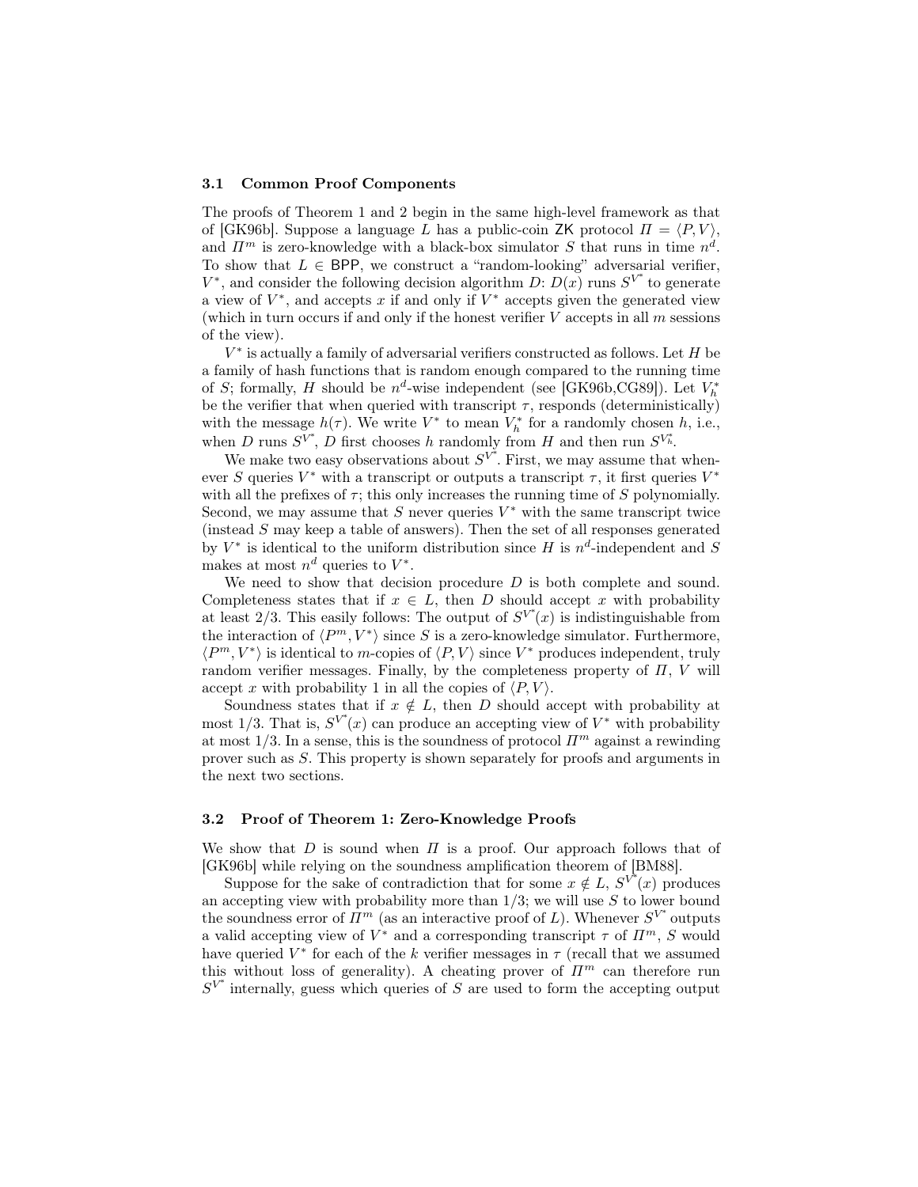### 3.1 Common Proof Components

The proofs of Theorem 1 and 2 begin in the same high-level framework as that of [GK96b]. Suppose a language $L$ has a public-coin ZK protocol $\Pi = \langle P, V \rangle$, and $\Pi^m$ is zero-knowledge with a black-box simulator $S$ that runs in time $n^d$. To show that $L \in \mathsf{BPP}$, we construct a "random-looking" adversarial verifier, $V^*$, and consider the following decision algorithm $D$: $D(x)$ runs $S^{V^*}$ to generate a view of $V^*$, and accepts $x$ if and only if $V^*$ accepts given the generated view (which in turn occurs if and only if the honest verifier $V$ accepts in all $m$ sessions of the view).

$V^*$ is actually a family of adversarial verifiers constructed as follows. Let $H$ be a family of hash functions that is random enough compared to the running time of $S$; formally, $H$ should be $n^d$-wise independent (see [GK96b,CG89]). Let $V_h^*$ be the verifier that when queried with transcript $\tau$, responds (deterministically) with the message $h(\tau)$. We write $V^*$ to mean $V_h^*$ for a randomly chosen $h$, i.e., when $D$ runs $S^{V^*}$, $D$ first chooses $h$ randomly from $H$ and then run $S^{V_h^*}$.

We make two easy observations about $S^{V^*}$. First, we may assume that whenever $S$ queries $V^*$ with a transcript or outputs a transcript $\tau$, it first queries $V^*$ with all the prefixes of $\tau$; this only increases the running time of $S$ polynomially. Second, we may assume that $S$ never queries $V^*$ with the same transcript twice (instead $S$ may keep a table of answers). Then the set of all responses generated by $V^*$ is identical to the uniform distribution since $H$ is $n^d$-independent and $S$ makes at most $n^d$ queries to $V^*$.

We need to show that decision procedure $D$ is both complete and sound. Completeness states that if $x \in L$, then $D$ should accept $x$ with probability at least 2/3. This easily follows: The output of $S^{V^*}(x)$ is indistinguishable from the interaction of $\langle P^m, V^* \rangle$ since $S$ is a zero-knowledge simulator. Furthermore, $\langle P^m, V^* \rangle$ is identical to $m$-copies of $\langle P, V \rangle$ since $V^*$ produces independent, truly random verifier messages. Finally, by the completeness property of $\Pi$, $V$ will accept $x$ with probability 1 in all the copies of $\langle P, V \rangle$.

Soundness states that if $x \notin L$, then $D$ should accept with probability at most 1/3. That is, $S^{V^*}(x)$ can produce an accepting view of $V^*$ with probability at most 1/3. In a sense, this is the soundness of protocol $\Pi^m$ against a rewinding prover such as $S$. This property is shown separately for proofs and arguments in the next two sections.

### 3.2 Proof of Theorem 1: Zero-Knowledge Proofs

We show that $D$ is sound when $\Pi$ is a proof. Our approach follows that of [GK96b] while relying on the soundness amplification theorem of [BM88].

Suppose for the sake of contradiction that for some $x \notin L$, $S^{V^*}(x)$ produces an accepting view with probability more than 1/3; we will use $S$ to lower bound the soundness error of $\Pi^m$ (as an interactive proof of $L$). Whenever $S^{V^*}$ outputs a valid accepting view of $V^*$ and a corresponding transcript $\tau$ of $\Pi^m$, $S$ would have queried $V^*$ for each of the $k$ verifier messages in $\tau$ (recall that we assumed this without loss of generality). A cheating prover of $\Pi^m$ can therefore run $S^{V^*}$ internally, guess which queries of $S$ are used to form the accepting output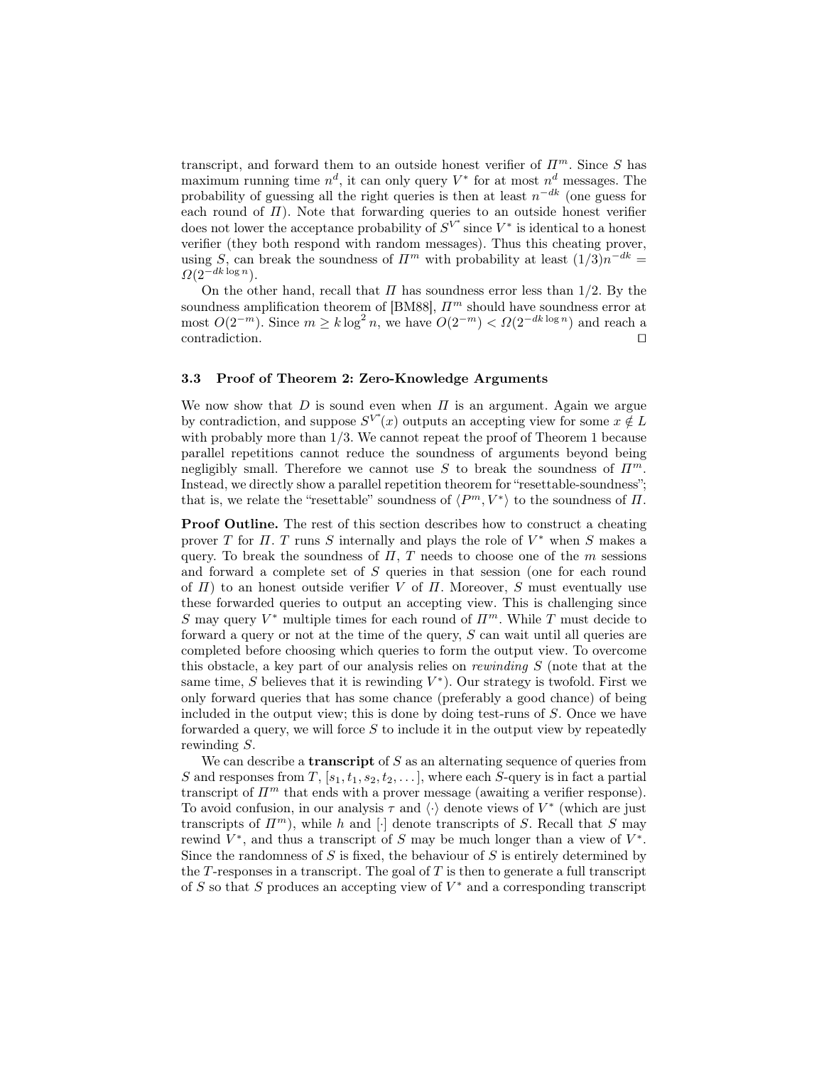transcript, and forward them to an outside honest verifier of $\Pi^m$. Since $S$ has maximum running time $n^d$, it can only query $V^*$ for at most $n^d$ messages. The probability of guessing all the right queries is then at least $n^{-dk}$ (one guess for each round of $\Pi$). Note that forwarding queries to an outside honest verifier does not lower the acceptance probability of $S^{V^*}$ since $V^*$ is identical to a honest verifier (they both respond with random messages). Thus this cheating prover, using $S$, can break the soundness of $\Pi^m$ with probability at least $(1/3)n^{-dk} = \Omega(2^{-dk\log n})$.

On the other hand, recall that $\Pi$ has soundness error less than 1/2. By the soundness amplification theorem of [BM88], $\Pi^m$ should have soundness error at most $O(2^{-m})$. Since $m \geq k\log^2 n$, we have $O(2^{-m}) < \Omega(2^{-dk\log n})$ and reach a contradiction. □

### 3.3 Proof of Theorem 2: Zero-Knowledge Arguments

We now show that $D$ is sound even when $\Pi$ is an argument. Again we argue by contradiction, and suppose $S^{V^*}(x)$ outputs an accepting view for some $x \notin L$ with probably more than 1/3. We cannot repeat the proof of Theorem 1 because parallel repetitions cannot reduce the soundness of arguments beyond being negligibly small. Therefore we cannot use $S$ to break the soundness of $\Pi^m$. Instead, we directly show a parallel repetition theorem for "resettable-soundness"; that is, we relate the "resettable" soundness of $\langle P^m, V^*\rangle$ to the soundness of $\Pi$.

**Proof Outline.** The rest of this section describes how to construct a cheating prover $T$ for $\Pi$. $T$ runs $S$ internally and plays the role of $V^*$ when $S$ makes a query. To break the soundness of $\Pi$, $T$ needs to choose one of the $m$ sessions and forward a complete set of $S$ queries in that session (one for each round of $\Pi$) to an honest outside verifier $V$ of $\Pi$. Moreover, $S$ must eventually use these forwarded queries to output an accepting view. This is challenging since $S$ may query $V^*$ multiple times for each round of $\Pi^m$. While $T$ must decide to forward a query or not at the time of the query, $S$ can wait until all queries are completed before choosing which queries to form the output view. To overcome this obstacle, a key part of our analysis relies on *rewinding* $S$ (note that at the same time, $S$ believes that it is rewinding $V^*$). Our strategy is twofold. First we only forward queries that has some chance (preferably a good chance) of being included in the output view; this is done by doing test-runs of $S$. Once we have forwarded a query, we will force $S$ to include it in the output view by repeatedly rewinding $S$.

We can describe a **transcript** of $S$ as an alternating sequence of queries from $S$ and responses from $T$, $[s_1, t_1, s_2, t_2, \dots]$, where each $S$-query is in fact a partial transcript of $\Pi^m$ that ends with a prover message (awaiting a verifier response). To avoid confusion, in our analysis $\tau$ and $\langle\cdot\rangle$ denote views of $V^*$ (which are just transcripts of $\Pi^m$), while $h$ and $[\cdot]$ denote transcripts of $S$. Recall that $S$ may rewind $V^*$, and thus a transcript of $S$ may be much longer than a view of $V^*$. Since the randomness of $S$ is fixed, the behaviour of $S$ is entirely determined by the $T$-responses in a transcript. The goal of $T$ is then to generate a full transcript of $S$ so that $S$ produces an accepting view of $V^*$ and a corresponding transcript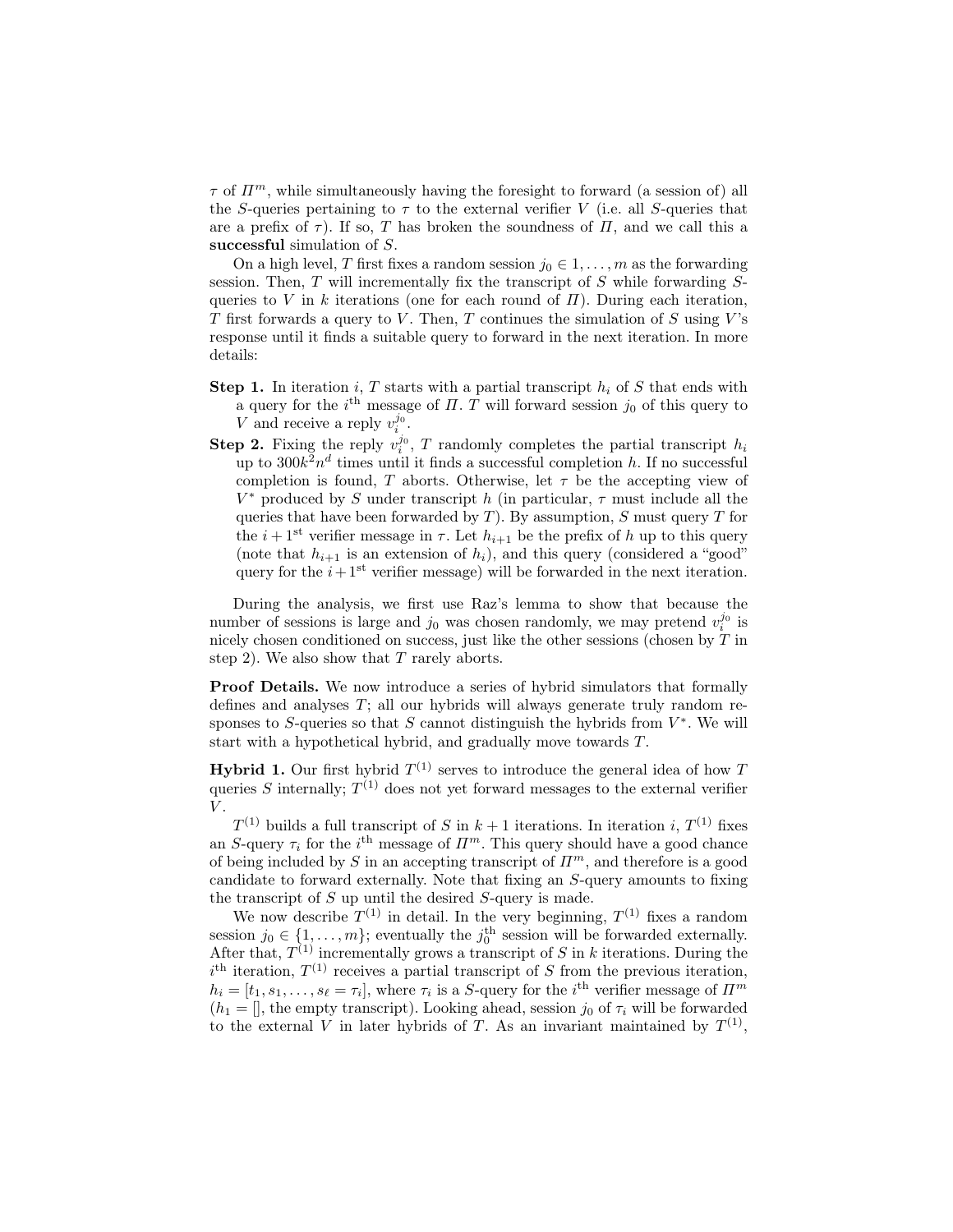$\tau$ of $\Pi^m$, while simultaneously having the foresight to forward (a session of) all the $S$-queries pertaining to $\tau$ to the external verifier $V$ (i.e. all $S$-queries that are a prefix of $\tau$). If so, $T$ has broken the soundness of $\Pi$, and we call this a **successful** simulation of $S$.

On a high level, $T$ first fixes a random session $j_0 \in 1, \ldots, m$ as the forwarding session. Then, $T$ will incrementally fix the transcript of $S$ while forwarding $S$-queries to $V$ in $k$ iterations (one for each round of $\Pi$). During each iteration, $T$ first forwards a query to $V$. Then, $T$ continues the simulation of $S$ using $V$'s response until it finds a suitable query to forward in the next iteration. In more details:

**Step 1.** In iteration $i$, $T$ starts with a partial transcript $h_i$ of $S$ that ends with a query for the $i^{\text{th}}$ message of $\Pi$. $T$ will forward session $j_0$ of this query to $V$ and receive a reply $v_i^{j_0}$.

**Step 2.** Fixing the reply $v_i^{j_0}$, $T$ randomly completes the partial transcript $h_i$ up to $300k^2n^d$ times until it finds a successful completion $h$. If no successful completion is found, $T$ aborts. Otherwise, let $\tau$ be the accepting view of $V^*$ produced by $S$ under transcript $h$ (in particular, $\tau$ must include all the queries that have been forwarded by $T$). By assumption, $S$ must query $T$ for the $i+1^{\text{st}}$ verifier message in $\tau$. Let $h_{i+1}$ be the prefix of $h$ up to this query (note that $h_{i+1}$ is an extension of $h_i$), and this query (considered a "good" query for the $i+1^{\text{st}}$ verifier message) will be forwarded in the next iteration.

During the analysis, we first use Raz's lemma to show that because the number of sessions is large and $j_0$ was chosen randomly, we may pretend $v_i^{j_0}$ is nicely chosen conditioned on success, just like the other sessions (chosen by $T$ in step 2). We also show that $T$ rarely aborts.

**Proof Details.** We now introduce a series of hybrid simulators that formally defines and analyses $T$; all our hybrids will always generate truly random responses to $S$-queries so that $S$ cannot distinguish the hybrids from $V^*$. We will start with a hypothetical hybrid, and gradually move towards $T$.

**Hybrid 1.** Our first hybrid $T^{(1)}$ serves to introduce the general idea of how $T$ queries $S$ internally; $T^{(1)}$ does not yet forward messages to the external verifier $V$.

$T^{(1)}$ builds a full transcript of $S$ in $k+1$ iterations. In iteration $i$, $T^{(1)}$ fixes an $S$-query $\tau_i$ for the $i^{\text{th}}$ message of $\Pi^m$. This query should have a good chance of being included by $S$ in an accepting transcript of $\Pi^m$, and therefore is a good candidate to forward externally. Note that fixing an $S$-query amounts to fixing the transcript of $S$ up until the desired $S$-query is made.

We now describe $T^{(1)}$ in detail. In the very beginning, $T^{(1)}$ fixes a random session $j_0 \in \{1, \ldots, m\}$; eventually the $j_0^{\text{th}}$ session will be forwarded externally. After that, $T^{(1)}$ incrementally grows a transcript of $S$ in $k$ iterations. During the $i^{\text{th}}$ iteration, $T^{(1)}$ receives a partial transcript of $S$ from the previous iteration, $h_i = [t_1, s_1, \ldots, s_\ell = \tau_i]$, where $\tau_i$ is a $S$-query for the $i^{\text{th}}$ verifier message of $\Pi^m$ ($h_1 = []$, the empty transcript). Looking ahead, session $j_0$ of $\tau_i$ will be forwarded to the external $V$ in later hybrids of $T$. As an invariant maintained by $T^{(1)}$,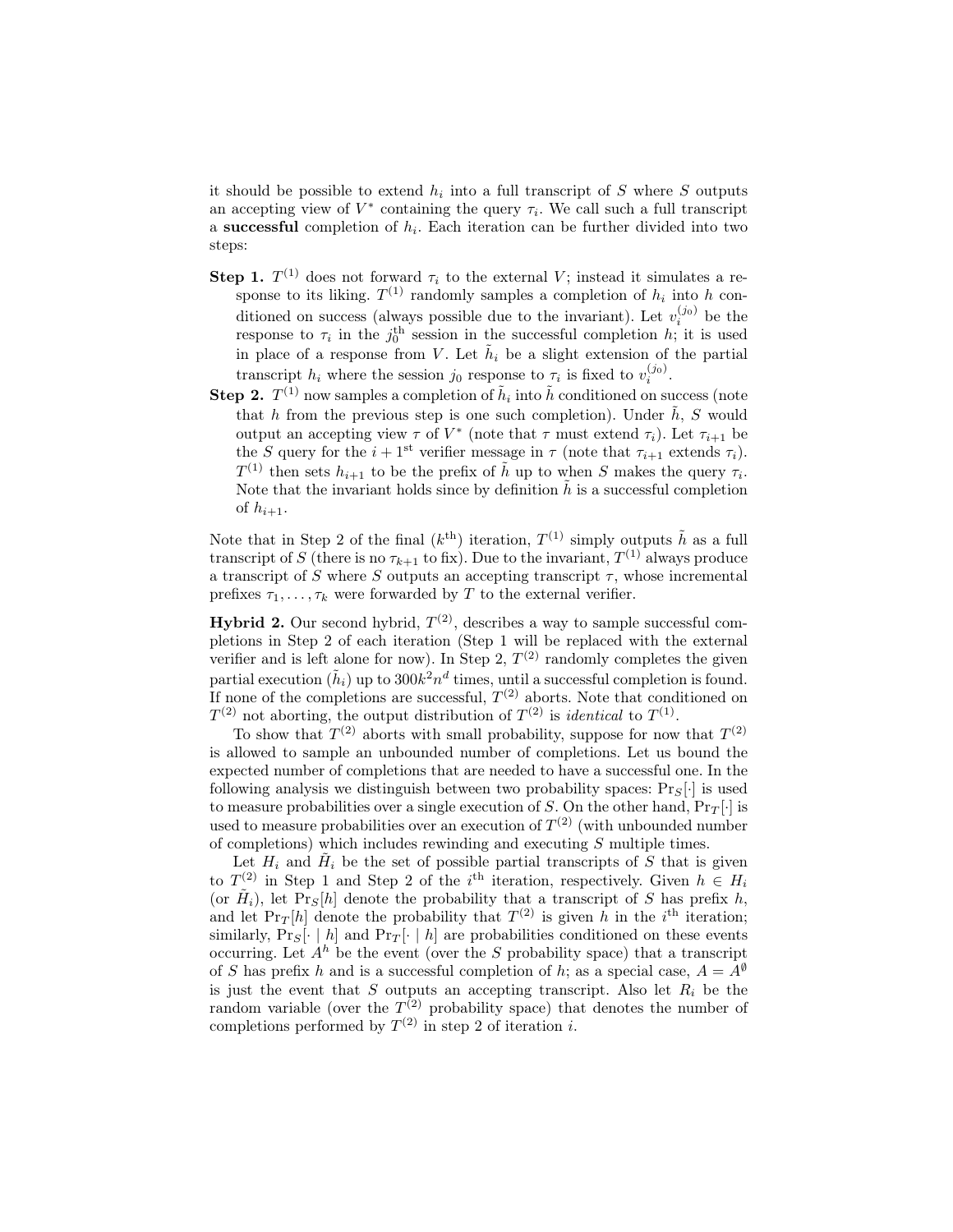it should be possible to extend $h_i$ into a full transcript of $S$ where $S$ outputs an accepting view of $V^*$ containing the query $\tau_i$. We call such a full transcript a **successful** completion of $h_i$. Each iteration can be further divided into two steps:

- **Step 1.** $T^{(1)}$ does not forward $\tau_i$ to the external $V$; instead it simulates a response to its liking. $T^{(1)}$ randomly samples a completion of $h_i$ into $h$ conditioned on success (always possible due to the invariant). Let $v_i^{(j_0)}$ be the response to $\tau_i$ in the $j_0^{\text{th}}$ session in the successful completion $h$; it is used in place of a response from $V$. Let $\tilde{h}_i$ be a slight extension of the partial transcript $h_i$ where the session $j_0$ response to $\tau_i$ is fixed to $v_i^{(j_0)}$.
- **Step 2.** $T^{(1)}$ now samples a completion of $\tilde{h}_i$ into $\tilde{h}$ conditioned on success (note that $h$ from the previous step is one such completion). Under $\tilde{h}$, $S$ would output an accepting view $\tau$ of $V^*$ (note that $\tau$ must extend $\tau_i$). Let $\tau_{i+1}$ be the $S$ query for the $i+1^{\text{st}}$ verifier message in $\tau$ (note that $\tau_{i+1}$ extends $\tau_i$). $T^{(1)}$ then sets $h_{i+1}$ to be the prefix of $\tilde{h}$ up to when $S$ makes the query $\tau_i$. Note that the invariant holds since by definition $\tilde{h}$ is a successful completion of $h_{i+1}$.

Note that in Step 2 of the final ($k^{\text{th}}$) iteration, $T^{(1)}$ simply outputs $\tilde{h}$ as a full transcript of $S$ (there is no $\tau_{k+1}$ to fix). Due to the invariant, $T^{(1)}$ always produce a transcript of $S$ where $S$ outputs an accepting transcript $\tau$, whose incremental prefixes $\tau_1, \ldots, \tau_k$ were forwarded by $T$ to the external verifier.

**Hybrid 2.** Our second hybrid, $T^{(2)}$, describes a way to sample successful completions in Step 2 of each iteration (Step 1 will be replaced with the external verifier and is left alone for now). In Step 2, $T^{(2)}$ randomly completes the given partial execution ($\tilde{h}_i$) up to $300k^2n^d$ times, until a successful completion is found. If none of the completions are successful, $T^{(2)}$ aborts. Note that conditioned on $T^{(2)}$ not aborting, the output distribution of $T^{(2)}$ is *identical* to $T^{(1)}$.

To show that $T^{(2)}$ aborts with small probability, suppose for now that $T^{(2)}$ is allowed to sample an unbounded number of completions. Let us bound the expected number of completions that are needed to have a successful one. In the following analysis we distinguish between two probability spaces: $\Pr_S[\cdot]$ is used to measure probabilities over a single execution of $S$. On the other hand, $\Pr_T[\cdot]$ is used to measure probabilities over an execution of $T^{(2)}$ (with unbounded number of completions) which includes rewinding and executing $S$ multiple times.

Let $H_i$ and $\tilde{H}_i$ be the set of possible partial transcripts of $S$ that is given to $T^{(2)}$ in Step 1 and Step 2 of the $i^{\text{th}}$ iteration, respectively. Given $h \in H_i$ (or $\tilde{H}_i$), let $\Pr_S[h]$ denote the probability that a transcript of $S$ has prefix $h$, and let $\Pr_T[h]$ denote the probability that $T^{(2)}$ is given $h$ in the $i^{\text{th}}$ iteration; similarly, $\Pr_S[\cdot \mid h]$ and $\Pr_T[\cdot \mid h]$ are probabilities conditioned on these events occurring. Let $A^h$ be the event (over the $S$ probability space) that a transcript of $S$ has prefix $h$ and is a successful completion of $h$; as a special case, $A = A^{\emptyset}$ is just the event that $S$ outputs an accepting transcript. Also let $R_i$ be the random variable (over the $T^{(2)}$ probability space) that denotes the number of completions performed by $T^{(2)}$ in step 2 of iteration $i$.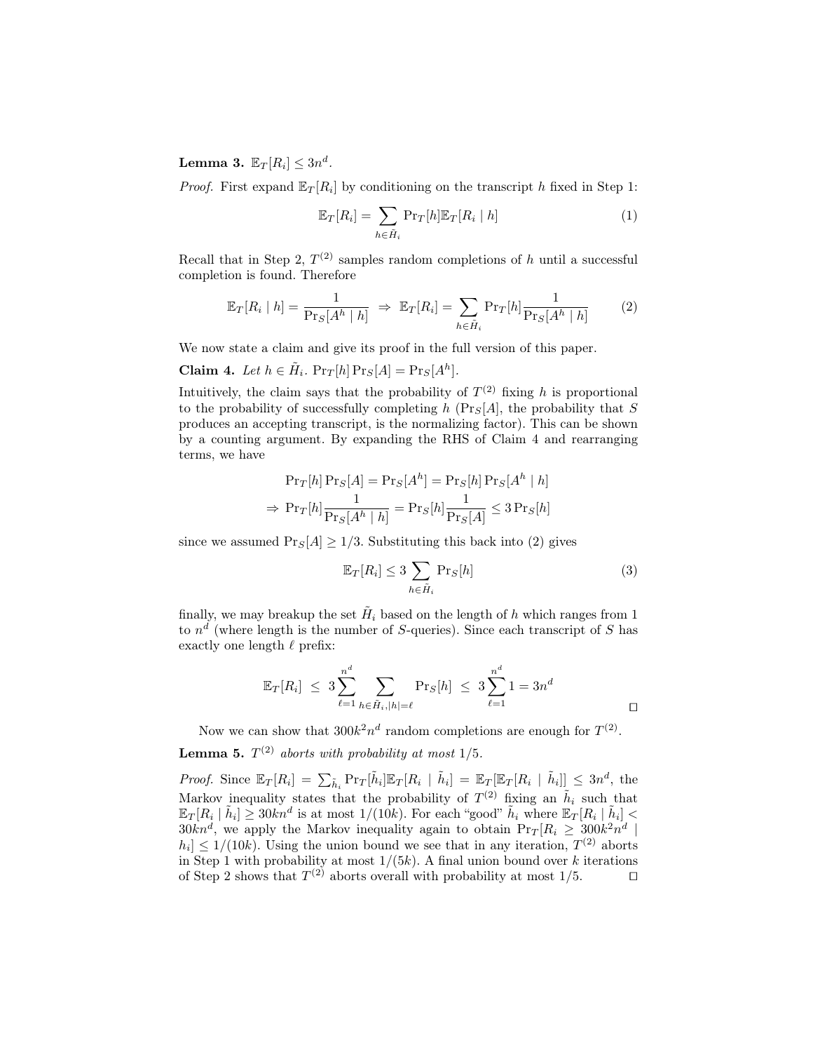**Lemma 3.** $\mathbb{E}_T[R_i] \leq 3n^d$.

*Proof.* First expand $\mathbb{E}_T[R_i]$ by conditioning on the transcript $h$ fixed in Step 1:

$$\mathbb{E}_T[R_i] = \sum_{h \in \tilde{H}_i} \Pr_T[h] \mathbb{E}_T[R_i \mid h] \tag{1}$$

Recall that in Step 2, $T^{(2)}$ samples random completions of $h$ until a successful completion is found. Therefore

$$\mathbb{E}_T[R_i \mid h] = \frac{1}{\Pr_S[A^h \mid h]} \;\Rightarrow\; \mathbb{E}_T[R_i] = \sum_{h \in \tilde{H}_i} \Pr_T[h] \frac{1}{\Pr_S[A^h \mid h]} \tag{2}$$

We now state a claim and give its proof in the full version of this paper.

**Claim 4.** *Let $h \in \tilde{H}_i$. $\Pr_T[h] \Pr_S[A] = \Pr_S[A^h]$.*

Intuitively, the claim says that the probability of $T^{(2)}$ fixing $h$ is proportional to the probability of successfully completing $h$ ($\Pr_S[A]$, the probability that $S$ produces an accepting transcript, is the normalizing factor). This can be shown by a counting argument. By expanding the RHS of Claim 4 and rearranging terms, we have

$$\Pr_T[h] \Pr_S[A] = \Pr_S[A^h] = \Pr_S[h] \Pr_S[A^h \mid h]$$

$$\Rightarrow \Pr_T[h] \frac{1}{\Pr_S[A^h \mid h]} = \Pr_S[h] \frac{1}{\Pr_S[A]} \leq 3 \Pr_S[h]$$

since we assumed $\Pr_S[A] \geq 1/3$. Substituting this back into (2) gives

$$\mathbb{E}_T[R_i] \leq 3 \sum_{h \in \tilde{H}_i} \Pr_S[h] \tag{3}$$

finally, we may breakup the set $\tilde{H}_i$ based on the length of $h$ which ranges from 1 to $n^d$ (where length is the number of $S$-queries). Since each transcript of $S$ has exactly one length $\ell$ prefix:

$$\mathbb{E}_T[R_i] \;\leq\; 3 \sum_{\ell=1}^{n^d} \sum_{h \in \tilde{H}_i, |h| = \ell} \Pr_S[h] \;\leq\; 3 \sum_{\ell=1}^{n^d} 1 = 3n^d$$

□

Now we can show that $300k^2n^d$ random completions are enough for $T^{(2)}$.

**Lemma 5.** *$T^{(2)}$ aborts with probability at most $1/5$.*

*Proof.* Since $\mathbb{E}_T[R_i] = \sum_{\tilde{h}_i} \Pr_T[\tilde{h}_i] \mathbb{E}_T[R_i \mid \tilde{h}_i] = \mathbb{E}_T[\mathbb{E}_T[R_i \mid \tilde{h}_i]] \leq 3n^d$, the Markov inequality states that the probability of $T^{(2)}$ fixing an $\tilde{h}_i$ such that $\mathbb{E}_T[R_i \mid \tilde{h}_i] \geq 30kn^d$ is at most $1/(10k)$. For each "good" $\tilde{h}_i$ where $\mathbb{E}_T[R_i \mid \tilde{h}_i] < 30kn^d$, we apply the Markov inequality again to obtain $\Pr_T[R_i \geq 300k^2n^d \mid h_i] \leq 1/(10k)$. Using the union bound we see that in any iteration, $T^{(2)}$ aborts in Step 1 with probability at most $1/(5k)$. A final union bound over $k$ iterations of Step 2 shows that $T^{(2)}$ aborts overall with probability at most $1/5$. □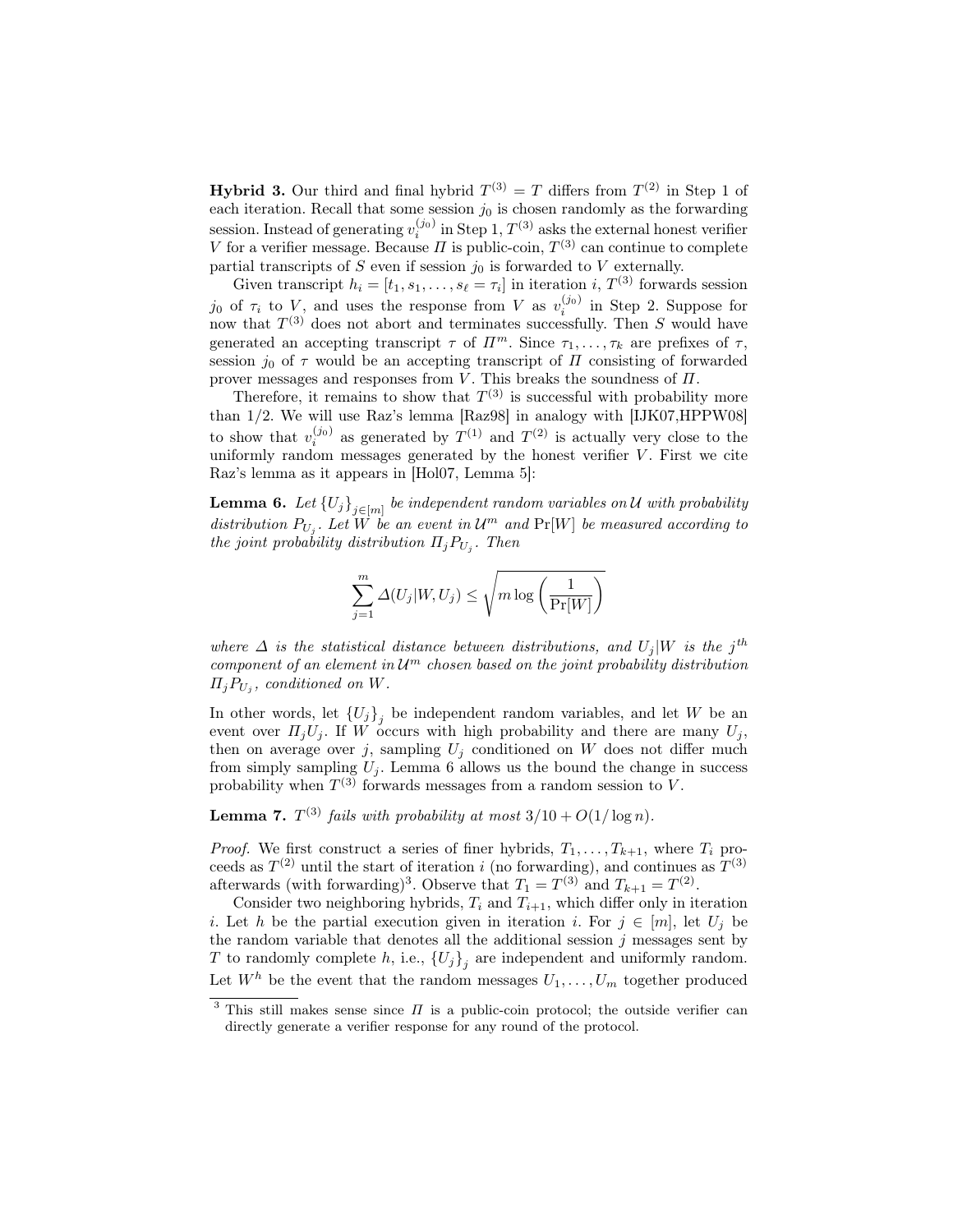**Hybrid 3.** Our third and final hybrid $T^{(3)} = T$ differs from $T^{(2)}$ in Step 1 of each iteration. Recall that some session $j_0$ is chosen randomly as the forwarding session. Instead of generating $v_i^{(j_0)}$ in Step 1, $T^{(3)}$ asks the external honest verifier $V$ for a verifier message. Because $\Pi$ is public-coin, $T^{(3)}$ can continue to complete partial transcripts of $S$ even if session $j_0$ is forwarded to $V$ externally.

Given transcript $h_i = [t_1, s_1, \ldots, s_\ell = \tau_i]$ in iteration $i$, $T^{(3)}$ forwards session $j_0$ of $\tau_i$ to $V$, and uses the response from $V$ as $v_i^{(j_0)}$ in Step 2. Suppose for now that $T^{(3)}$ does not abort and terminates successfully. Then $S$ would have generated an accepting transcript $\tau$ of $\Pi^m$. Since $\tau_1, \ldots, \tau_k$ are prefixes of $\tau$, session $j_0$ of $\tau$ would be an accepting transcript of $\Pi$ consisting of forwarded prover messages and responses from $V$. This breaks the soundness of $\Pi$.

Therefore, it remains to show that $T^{(3)}$ is successful with probability more than 1/2. We will use Raz's lemma [Raz98] in analogy with [IJK07,HPPW08] to show that $v_i^{(j_0)}$ as generated by $T^{(1)}$ and $T^{(2)}$ is actually very close to the uniformly random messages generated by the honest verifier $V$. First we cite Raz's lemma as it appears in [Hol07, Lemma 5]:

**Lemma 6.** *Let $\{U_j\}_{j \in [m]}$ be independent random variables on $\mathcal{U}$ with probability distribution $P_{U_j}$. Let $W$ be an event in $\mathcal{U}^m$ and $\Pr[W]$ be measured according to the joint probability distribution $\Pi_j P_{U_j}$. Then*

$$\sum_{j=1}^{m} \Delta(U_j | W, U_j) \leq \sqrt{m \log\left(\frac{1}{\Pr[W]}\right)}$$

*where $\Delta$ is the statistical distance between distributions, and $U_j|W$ is the $j^{th}$ component of an element in $\mathcal{U}^m$ chosen based on the joint probability distribution $\Pi_j P_{U_j}$, conditioned on $W$.*

In other words, let $\{U_j\}_j$ be independent random variables, and let $W$ be an event over $\Pi_j U_j$. If $W$ occurs with high probability and there are many $U_j$, then on average over $j$, sampling $U_j$ conditioned on $W$ does not differ much from simply sampling $U_j$. Lemma 6 allows us the bound the change in success probability when $T^{(3)}$ forwards messages from a random session to $V$.

**Lemma 7.** *$T^{(3)}$ fails with probability at most $3/10 + O(1/\log n)$.*

*Proof.* We first construct a series of finer hybrids, $T_1, \ldots, T_{k+1}$, where $T_i$ proceeds as $T^{(2)}$ until the start of iteration $i$ (no forwarding), and continues as $T^{(3)}$ afterwards (with forwarding)[3]. Observe that $T_1 = T^{(3)}$ and $T_{k+1} = T^{(2)}$.

Consider two neighboring hybrids, $T_i$ and $T_{i+1}$, which differ only in iteration $i$. Let $h$ be the partial execution given in iteration $i$. For $j \in [m]$, let $U_j$ be the random variable that denotes all the additional session $j$ messages sent by $T$ to randomly complete $h$, i.e., $\{U_j\}_j$ are independent and uniformly random. Let $W^h$ be the event that the random messages $U_1, \ldots, U_m$ together produced

[3] This still makes sense since $\Pi$ is a public-coin protocol; the outside verifier can directly generate a verifier response for any round of the protocol.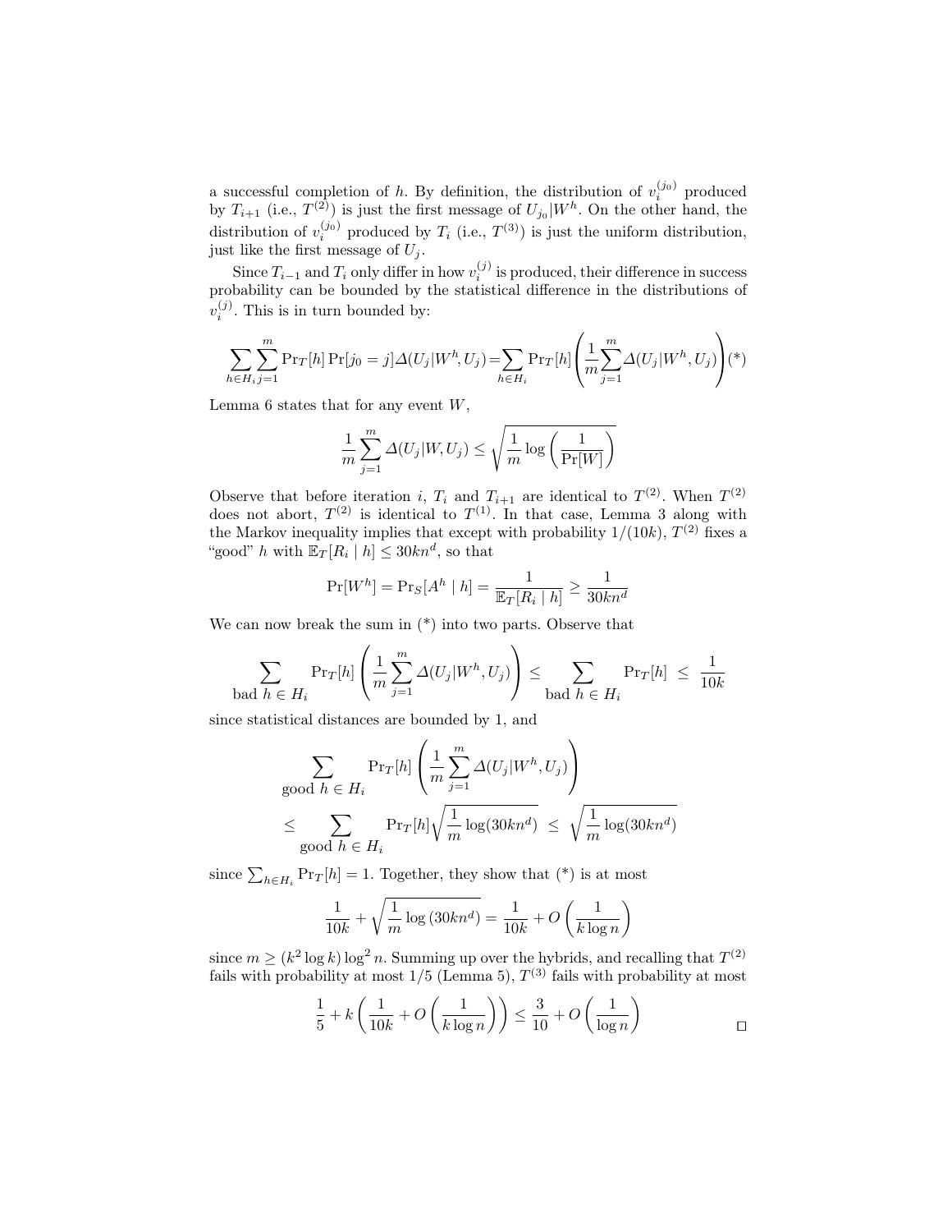a successful completion of $h$. By definition, the distribution of $v_i^{(j_0)}$ produced by $T_{i+1}$ (i.e., $T^{(2)}$) is just the first message of $U_{j_0}|W^h$. On the other hand, the distribution of $v_i^{(j_0)}$ produced by $T_i$ (i.e., $T^{(3)}$) is just the uniform distribution, just like the first message of $U_j$.

Since $T_{i-1}$ and $T_i$ only differ in how $v_i^{(j)}$ is produced, their difference in success probability can be bounded by the statistical difference in the distributions of $v_i^{(j)}$. This is in turn bounded by:

$$\sum_{h \in H_i} \sum_{j=1}^{m} \Pr_T[h] \Pr[j_0 = j] \Delta(U_j|W^h, U_j) = \sum_{h \in H_i} \Pr_T[h] \left( \frac{1}{m} \sum_{j=1}^{m} \Delta(U_j|W^h, U_j) \right) (*)$$

Lemma 6 states that for any event $W$,

$$\frac{1}{m} \sum_{j=1}^{m} \Delta(U_j|W, U_j) \leq \sqrt{\frac{1}{m} \log\left(\frac{1}{\Pr[W]}\right)}$$

Observe that before iteration $i$, $T_i$ and $T_{i+1}$ are identical to $T^{(2)}$. When $T^{(2)}$ does not abort, $T^{(2)}$ is identical to $T^{(1)}$. In that case, Lemma 3 along with the Markov inequality implies that except with probability $1/(10k)$, $T^{(2)}$ fixes a "good" $h$ with $\mathbb{E}_T[R_i \mid h] \leq 30kn^d$, so that

$$\Pr[W^h] = \Pr_S[A^h \mid h] = \frac{1}{\mathbb{E}_T[R_i \mid h]} \geq \frac{1}{30kn^d}$$

We can now break the sum in (*) into two parts. Observe that

$$\sum_{\text{bad } h \in H_i} \Pr_T[h] \left( \frac{1}{m} \sum_{j=1}^{m} \Delta(U_j|W^h, U_j) \right) \leq \sum_{\text{bad } h \in H_i} \Pr_T[h] \leq \frac{1}{10k}$$

since statistical distances are bounded by 1, and

$$\begin{aligned} &\sum_{\text{good } h \in H_i} \Pr_T[h] \left( \frac{1}{m} \sum_{j=1}^{m} \Delta(U_j|W^h, U_j) \right) \\ &\leq \sum_{\text{good } h \in H_i} \Pr_T[h] \sqrt{\frac{1}{m} \log(30kn^d)} \leq \sqrt{\frac{1}{m} \log(30kn^d)} \end{aligned}$$

since $\sum_{h \in H_i} \Pr_T[h] = 1$. Together, they show that (*) is at most

$$\frac{1}{10k} + \sqrt{\frac{1}{m} \log\left(30kn^d\right)} = \frac{1}{10k} + O\left(\frac{1}{k \log n}\right)$$

since $m \geq (k^2 \log k) \log^2 n$. Summing up over the hybrids, and recalling that $T^{(2)}$ fails with probability at most $1/5$ (Lemma 5), $T^{(3)}$ fails with probability at most

$$\frac{1}{5} + k\left(\frac{1}{10k} + O\left(\frac{1}{k \log n}\right)\right) \leq \frac{3}{10} + O\left(\frac{1}{\log n}\right)$$

□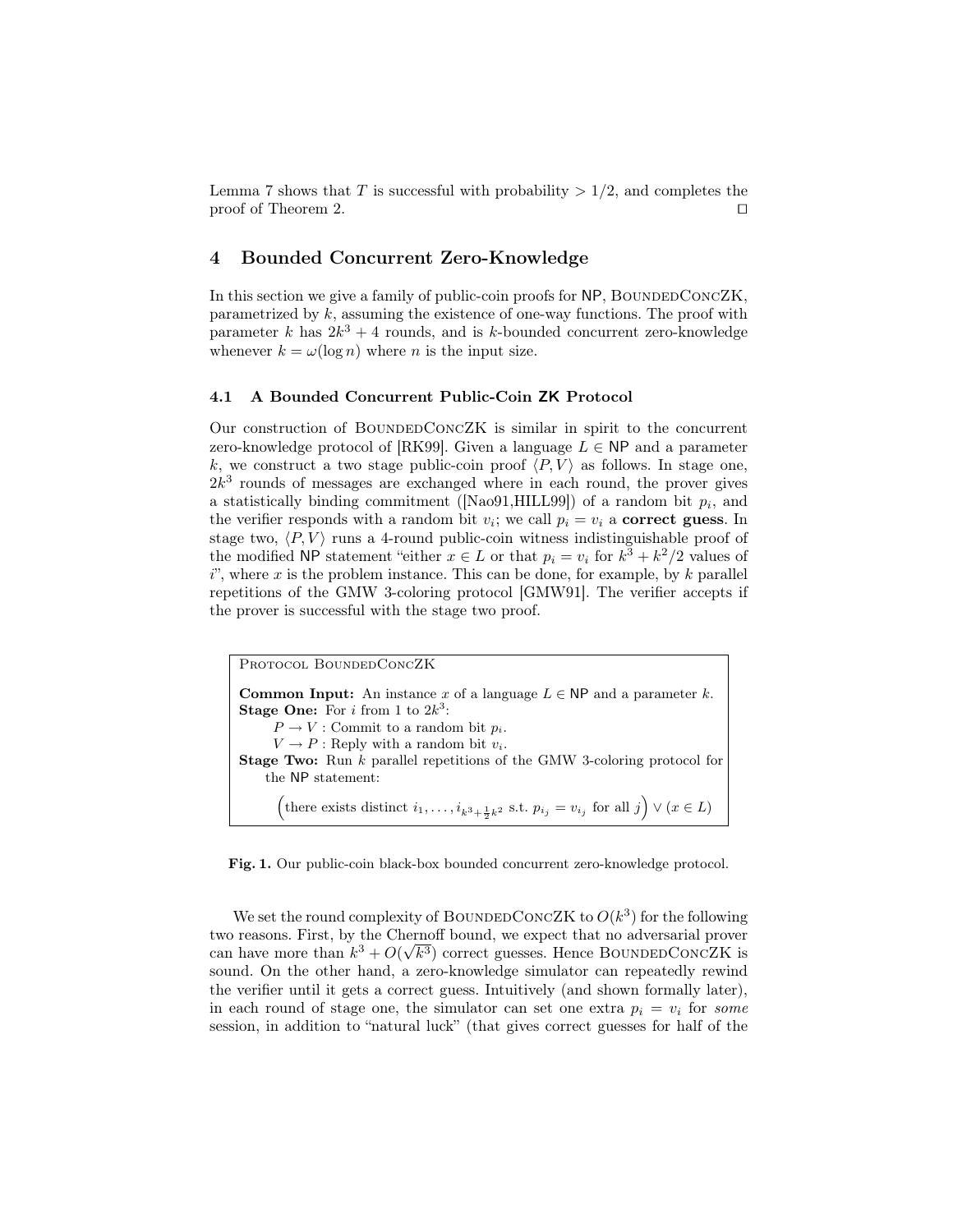Lemma 7 shows that $T$ is successful with probability $> 1/2$, and completes the proof of Theorem 2. □

## 4 Bounded Concurrent Zero-Knowledge

In this section we give a family of public-coin proofs for NP, BoundedConcZK, parametrized by $k$, assuming the existence of one-way functions. The proof with parameter $k$ has $2k^3 + 4$ rounds, and is $k$-bounded concurrent zero-knowledge whenever $k = \omega(\log n)$ where $n$ is the input size.

### 4.1 A Bounded Concurrent Public-Coin ZK Protocol

Our construction of BoundedConcZK is similar in spirit to the concurrent zero-knowledge protocol of [RK99]. Given a language $L \in \mathsf{NP}$ and a parameter $k$, we construct a two stage public-coin proof $\langle P, V \rangle$ as follows. In stage one, $2k^3$ rounds of messages are exchanged where in each round, the prover gives a statistically binding commitment ([Nao91,HILL99]) of a random bit $p_i$, and the verifier responds with a random bit $v_i$; we call $p_i = v_i$ a **correct guess**. In stage two, $\langle P, V \rangle$ runs a 4-round public-coin witness indistinguishable proof of the modified NP statement "either $x \in L$ or that $p_i = v_i$ for $k^3 + k^2/2$ values of $i$", where $x$ is the problem instance. This can be done, for example, by $k$ parallel repetitions of the GMW 3-coloring protocol [GMW91]. The verifier accepts if the prover is successful with the stage two proof.

> Protocol BoundedConcZK
>
> **Common Input:** An instance $x$ of a language $L \in \mathsf{NP}$ and a parameter $k$.
> **Stage One:** For $i$ from 1 to $2k^3$:
>   $P \to V$ : Commit to a random bit $p_i$.
>   $V \to P$ : Reply with a random bit $v_i$.
> **Stage Two:** Run $k$ parallel repetitions of the GMW 3-coloring protocol for the NP statement:
>
> $$\Big(\text{there exists distinct } i_1, \ldots, i_{k^3+\frac{1}{2}k^2} \text{ s.t. } p_{i_j} = v_{i_j} \text{ for all } j\Big) \vee (x \in L)$$

**Fig. 1.** Our public-coin black-box bounded concurrent zero-knowledge protocol.

We set the round complexity of BoundedConcZK to $O(k^3)$ for the following two reasons. First, by the Chernoff bound, we expect that no adversarial prover can have more than $k^3 + O(\sqrt{k^3})$ correct guesses. Hence BoundedConcZK is sound. On the other hand, a zero-knowledge simulator can repeatedly rewind the verifier until it gets a correct guess. Intuitively (and shown formally later), in each round of stage one, the simulator can set one extra $p_i = v_i$ for *some* session, in addition to "natural luck" (that gives correct guesses for half of the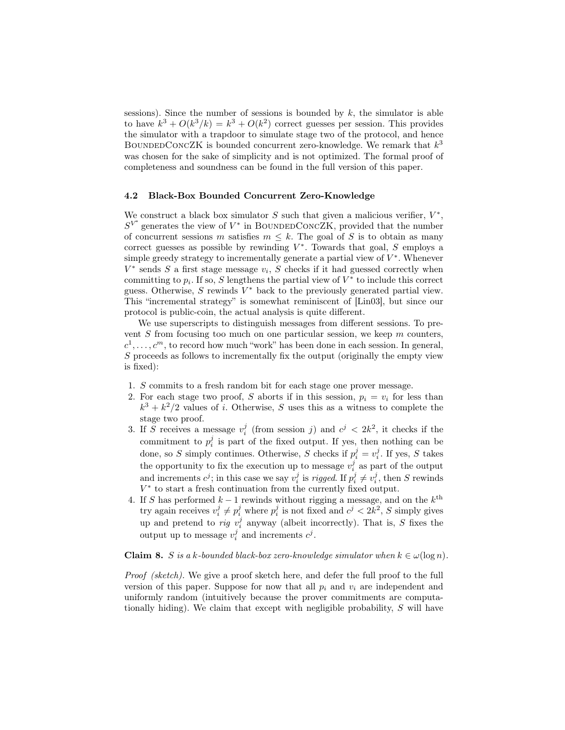sessions). Since the number of sessions is bounded by $k$, the simulator is able to have $k^3 + O(k^3/k) = k^3 + O(k^2)$ correct guesses per session. This provides the simulator with a trapdoor to simulate stage two of the protocol, and hence BoundedConcZK is bounded concurrent zero-knowledge. We remark that $k^3$ was chosen for the sake of simplicity and is not optimized. The formal proof of completeness and soundness can be found in the full version of this paper.

### 4.2 Black-Box Bounded Concurrent Zero-Knowledge

We construct a black box simulator $S$ such that given a malicious verifier, $V^*$, $S^{V^*}$ generates the view of $V^*$ in BoundedConcZK, provided that the number of concurrent sessions $m$ satisfies $m \leq k$. The goal of $S$ is to obtain as many correct guesses as possible by rewinding $V^*$. Towards that goal, $S$ employs a simple greedy strategy to incrementally generate a partial view of $V^*$. Whenever $V^*$ sends $S$ a first stage message $v_i$, $S$ checks if it had guessed correctly when committing to $p_i$. If so, $S$ lengthens the partial view of $V^*$ to include this correct guess. Otherwise, $S$ rewinds $V^*$ back to the previously generated partial view. This "incremental strategy" is somewhat reminiscent of [Lin03], but since our protocol is public-coin, the actual analysis is quite different.

We use superscripts to distinguish messages from different sessions. To prevent $S$ from focusing too much on one particular session, we keep $m$ counters, $c^1, \ldots, c^m$, to record how much "work" has been done in each session. In general, $S$ proceeds as follows to incrementally fix the output (originally the empty view is fixed):

1. $S$ commits to a fresh random bit for each stage one prover message.
2. For each stage two proof, $S$ aborts if in this session, $p_i = v_i$ for less than $k^3 + k^2/2$ values of $i$. Otherwise, $S$ uses this as a witness to complete the stage two proof.
3. If $S$ receives a message $v_i^j$ (from session $j$) and $c^j < 2k^2$, it checks if the commitment to $p_i^j$ is part of the fixed output. If yes, then nothing can be done, so $S$ simply continues. Otherwise, $S$ checks if $p_i^j = v_i^j$. If yes, $S$ takes the opportunity to fix the execution up to message $v_i^j$ as part of the output and increments $c^j$; in this case we say $v_i^j$ is *rigged*. If $p_i^j \neq v_i^j$, then $S$ rewinds $V^*$ to start a fresh continuation from the currently fixed output.
4. If $S$ has performed $k-1$ rewinds without rigging a message, and on the $k^{\text{th}}$ try again receives $v_i^j \neq p_i^j$ where $p_i^j$ is not fixed and $c^j < 2k^2$, $S$ simply gives up and pretend to *rig* $v_i^j$ anyway (albeit incorrectly). That is, $S$ fixes the output up to message $v_i^j$ and increments $c^j$.

**Claim 8.** *$S$ is a $k$-bounded black-box zero-knowledge simulator when $k \in \omega(\log n)$.*

*Proof (sketch).* We give a proof sketch here, and defer the full proof to the full version of this paper. Suppose for now that all $p_i$ and $v_i$ are independent and uniformly random (intuitively because the prover commitments are computationally hiding). We claim that except with negligible probability, $S$ will have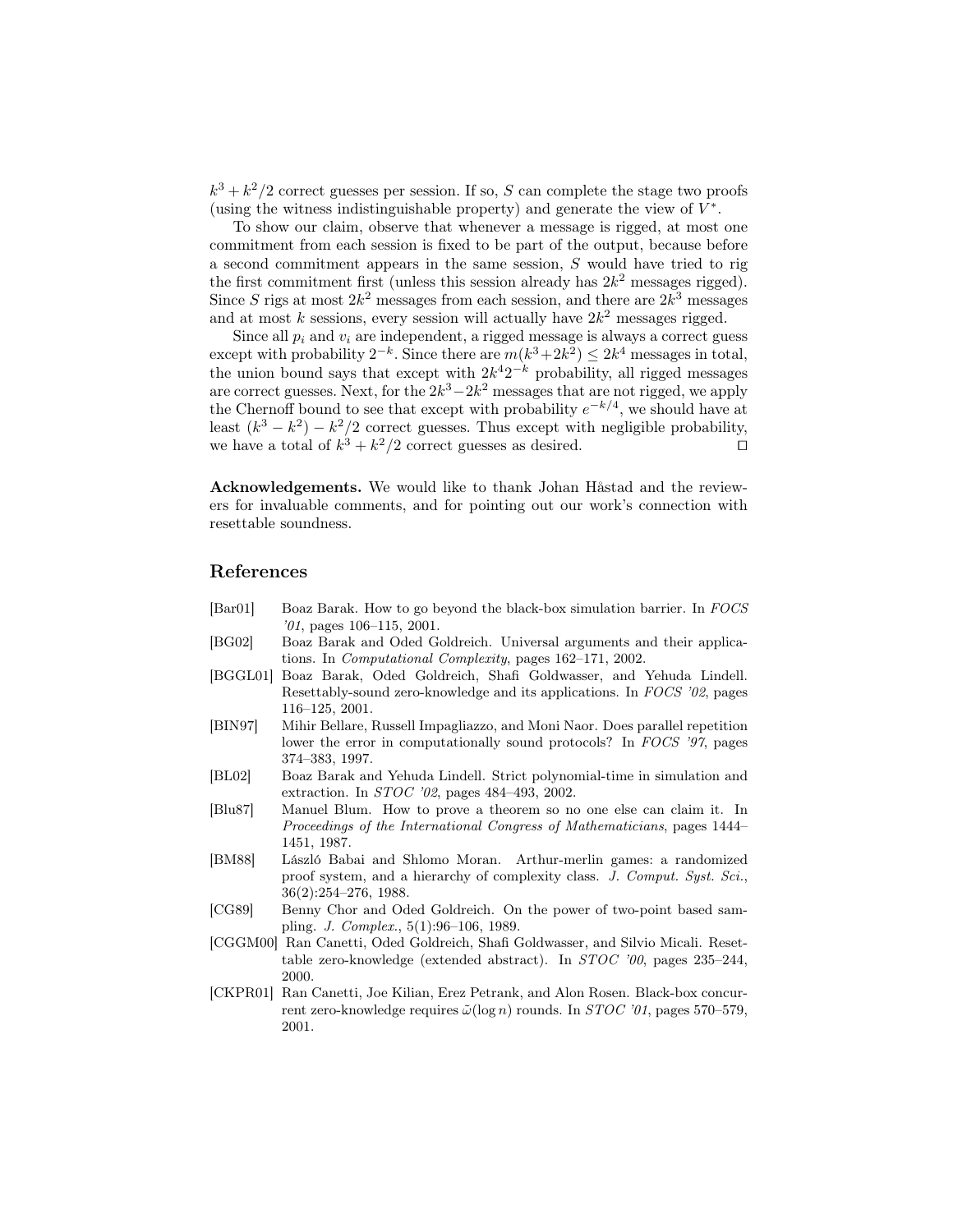$k^3 + k^2/2$ correct guesses per session. If so, $S$ can complete the stage two proofs (using the witness indistinguishable property) and generate the view of $V^*$.

To show our claim, observe that whenever a message is rigged, at most one commitment from each session is fixed to be part of the output, because before a second commitment appears in the same session, $S$ would have tried to rig the first commitment first (unless this session already has $2k^2$ messages rigged). Since $S$ rigs at most $2k^2$ messages from each session, and there are $2k^3$ messages and at most $k$ sessions, every session will actually have $2k^2$ messages rigged.

Since all $p_i$ and $v_i$ are independent, a rigged message is always a correct guess except with probability $2^{-k}$. Since there are $m(k^3+2k^2) \leq 2k^4$ messages in total, the union bound says that except with $2k^4 2^{-k}$ probability, all rigged messages are correct guesses. Next, for the $2k^3 - 2k^2$ messages that are not rigged, we apply the Chernoff bound to see that except with probability $e^{-k/4}$, we should have at least $(k^3 - k^2) - k^2/2$ correct guesses. Thus except with negligible probability, we have a total of $k^3 + k^2/2$ correct guesses as desired. □

**Acknowledgements.** We would like to thank Johan Håstad and the reviewers for invaluable comments, and for pointing out our work's connection with resettable soundness.

## References

- [Bar01] Boaz Barak. How to go beyond the black-box simulation barrier. In *FOCS '01*, pages 106–115, 2001.
- [BG02] Boaz Barak and Oded Goldreich. Universal arguments and their applications. In *Computational Complexity*, pages 162–171, 2002.
- [BGGL01] Boaz Barak, Oded Goldreich, Shafi Goldwasser, and Yehuda Lindell. Resettably-sound zero-knowledge and its applications. In *FOCS '02*, pages 116–125, 2001.
- [BIN97] Mihir Bellare, Russell Impagliazzo, and Moni Naor. Does parallel repetition lower the error in computationally sound protocols? In *FOCS '97*, pages 374–383, 1997.
- [BL02] Boaz Barak and Yehuda Lindell. Strict polynomial-time in simulation and extraction. In *STOC '02*, pages 484–493, 2002.
- [Blu87] Manuel Blum. How to prove a theorem so no one else can claim it. In *Proceedings of the International Congress of Mathematicians*, pages 1444–1451, 1987.
- [BM88] László Babai and Shlomo Moran. Arthur-merlin games: a randomized proof system, and a hierarchy of complexity class. *J. Comput. Syst. Sci.*, 36(2):254–276, 1988.
- [CG89] Benny Chor and Oded Goldreich. On the power of two-point based sampling. *J. Complex.*, 5(1):96–106, 1989.
- [CGGM00] Ran Canetti, Oded Goldreich, Shafi Goldwasser, and Silvio Micali. Resettable zero-knowledge (extended abstract). In *STOC '00*, pages 235–244, 2000.
- [CKPR01] Ran Canetti, Joe Kilian, Erez Petrank, and Alon Rosen. Black-box concurrent zero-knowledge requires $\tilde{\omega}(\log n)$ rounds. In *STOC '01*, pages 570–579, 2001.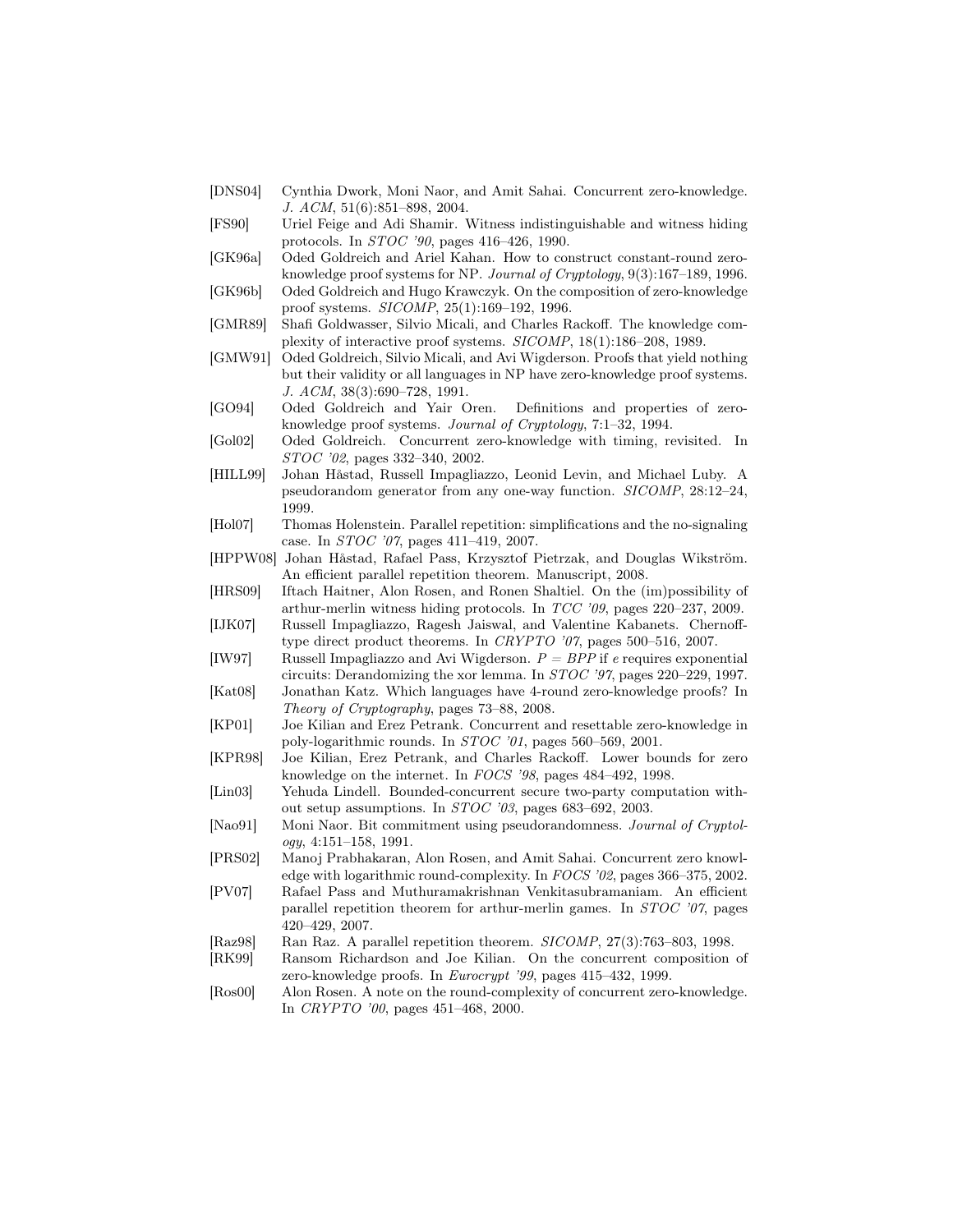[DNS04] Cynthia Dwork, Moni Naor, and Amit Sahai. Concurrent zero-knowledge. *J. ACM*, 51(6):851–898, 2004.

[FS90] Uriel Feige and Adi Shamir. Witness indistinguishable and witness hiding protocols. In *STOC '90*, pages 416–426, 1990.

[GK96a] Oded Goldreich and Ariel Kahan. How to construct constant-round zero-knowledge proof systems for NP. *Journal of Cryptology*, 9(3):167–189, 1996.

[GK96b] Oded Goldreich and Hugo Krawczyk. On the composition of zero-knowledge proof systems. *SICOMP*, 25(1):169–192, 1996.

[GMR89] Shafi Goldwasser, Silvio Micali, and Charles Rackoff. The knowledge complexity of interactive proof systems. *SICOMP*, 18(1):186–208, 1989.

[GMW91] Oded Goldreich, Silvio Micali, and Avi Wigderson. Proofs that yield nothing but their validity or all languages in NP have zero-knowledge proof systems. *J. ACM*, 38(3):690–728, 1991.

[GO94] Oded Goldreich and Yair Oren. Definitions and properties of zero-knowledge proof systems. *Journal of Cryptology*, 7:1–32, 1994.

[Gol02] Oded Goldreich. Concurrent zero-knowledge with timing, revisited. In *STOC '02*, pages 332–340, 2002.

[HILL99] Johan Håstad, Russell Impagliazzo, Leonid Levin, and Michael Luby. A pseudorandom generator from any one-way function. *SICOMP*, 28:12–24, 1999.

[Hol07] Thomas Holenstein. Parallel repetition: simplifications and the no-signaling case. In *STOC '07*, pages 411–419, 2007.

[HPPW08] Johan Håstad, Rafael Pass, Krzysztof Pietrzak, and Douglas Wikström. An efficient parallel repetition theorem. Manuscript, 2008.

[HRS09] Iftach Haitner, Alon Rosen, and Ronen Shaltiel. On the (im)possibility of arthur-merlin witness hiding protocols. In *TCC '09*, pages 220–237, 2009.

[IJK07] Russell Impagliazzo, Ragesh Jaiswal, and Valentine Kabanets. Chernoff-type direct product theorems. In *CRYPTO '07*, pages 500–516, 2007.

[IW97] Russell Impagliazzo and Avi Wigderson. *P* = *BPP* if *e* requires exponential circuits: Derandomizing the xor lemma. In *STOC '97*, pages 220–229, 1997.

[Kat08] Jonathan Katz. Which languages have 4-round zero-knowledge proofs? In *Theory of Cryptography*, pages 73–88, 2008.

[KP01] Joe Kilian and Erez Petrank. Concurrent and resettable zero-knowledge in poly-logarithmic rounds. In *STOC '01*, pages 560–569, 2001.

[KPR98] Joe Kilian, Erez Petrank, and Charles Rackoff. Lower bounds for zero knowledge on the internet. In *FOCS '98*, pages 484–492, 1998.

[Lin03] Yehuda Lindell. Bounded-concurrent secure two-party computation without setup assumptions. In *STOC '03*, pages 683–692, 2003.

[Nao91] Moni Naor. Bit commitment using pseudorandomness. *Journal of Cryptology*, 4:151–158, 1991.

[PRS02] Manoj Prabhakaran, Alon Rosen, and Amit Sahai. Concurrent zero knowledge with logarithmic round-complexity. In *FOCS '02*, pages 366–375, 2002.

[PV07] Rafael Pass and Muthuramakrishnan Venkitasubramaniam. An efficient parallel repetition theorem for arthur-merlin games. In *STOC '07*, pages 420–429, 2007.

[Raz98] Ran Raz. A parallel repetition theorem. *SICOMP*, 27(3):763–803, 1998.

[RK99] Ransom Richardson and Joe Kilian. On the concurrent composition of zero-knowledge proofs. In *Eurocrypt '99*, pages 415–432, 1999.

[Ros00] Alon Rosen. A note on the round-complexity of concurrent zero-knowledge. In *CRYPTO '00*, pages 451–468, 2000.